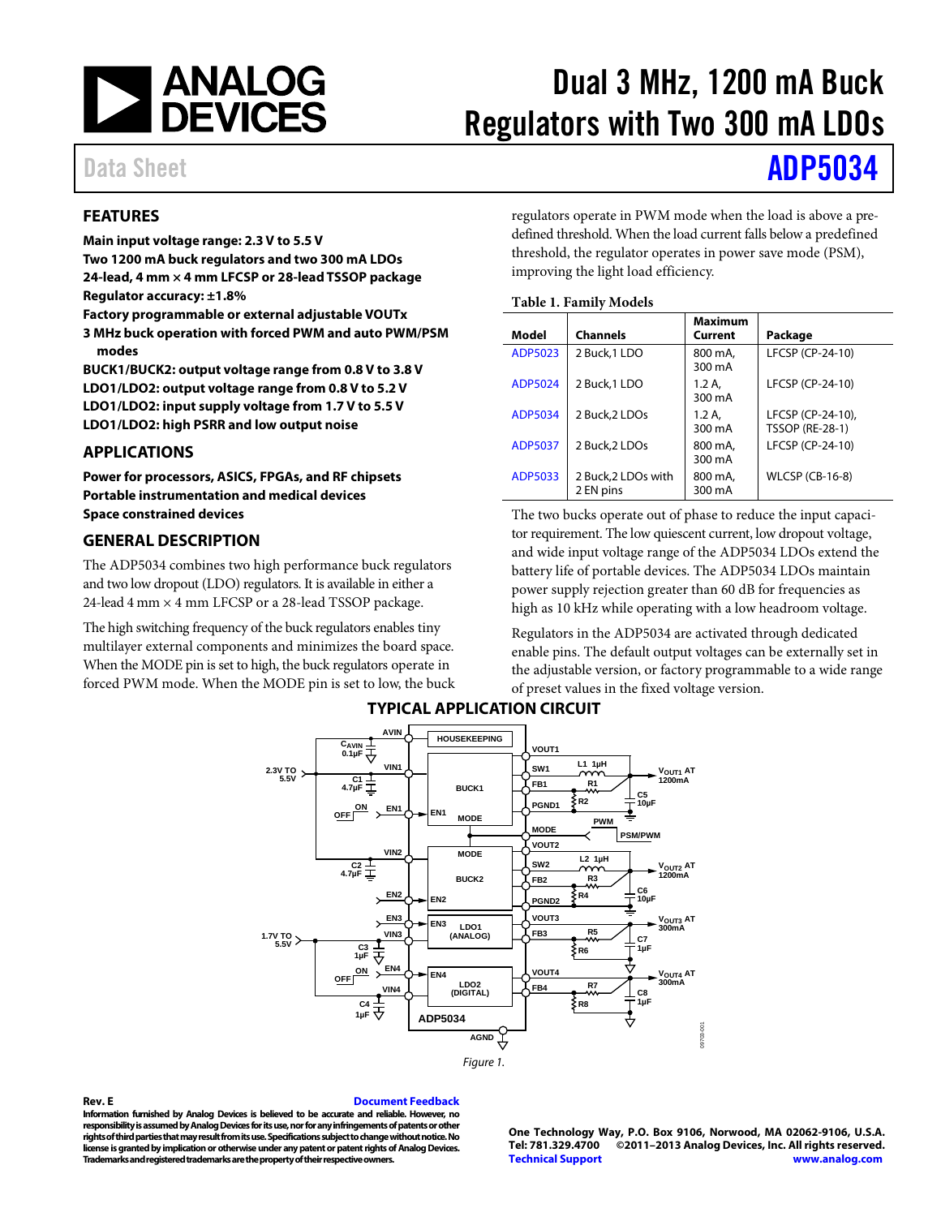# Dual 3 MHz, 1200 mA Buck Regulators with Two 300 mA LDOs

Data Sheet **ADP5034**

## FEATURES

**Main input voltage range: 2.3 V to 5.5 V**
**Two 1200 mA buck regulators and two 300 mA LDOs**
**24-lead, 4 mm × 4 mm LFCSP or 28-lead TSSOP package**
**Regulator accuracy: ±1.8%**
**Factory programmable or external adjustable VOUTx**
**3 MHz buck operation with forced PWM and auto PWM/PSM modes**
**BUCK1/BUCK2: output voltage range from 0.8 V to 3.8 V**
**LDO1/LDO2: output voltage range from 0.8 V to 5.2 V**
**LDO1/LDO2: input supply voltage from 1.7 V to 5.5 V**
**LDO1/LDO2: high PSRR and low output noise**

## APPLICATIONS

**Power for processors, ASICS, FPGAs, and RF chipsets**
**Portable instrumentation and medical devices**
**Space constrained devices**

## GENERAL DESCRIPTION

The ADP5034 combines two high performance buck regulators and two low dropout (LDO) regulators. It is available in either a 24-lead 4 mm × 4 mm LFCSP or a 28-lead TSSOP package.

The high switching frequency of the buck regulators enables tiny multilayer external components and minimizes the board space. When the MODE pin is set to high, the buck regulators operate in forced PWM mode. When the MODE pin is set to low, the buck regulators operate in PWM mode when the load is above a predefined threshold. When the load current falls below a predefined threshold, the regulator operates in power save mode (PSM), improving the light load efficiency.

**Table 1. Family Models**

| Model | Channels | Maximum Current | Package |
|---|---|---|---|
| ADP5023 | 2 Buck,1 LDO | 800 mA, 300 mA | LFCSP (CP-24-10) |
| ADP5024 | 2 Buck,1 LDO | 1.2 A, 300 mA | LFCSP (CP-24-10) |
| ADP5034 | 2 Buck,2 LDOs | 1.2 A, 300 mA | LFCSP (CP-24-10), TSSOP (RE-28-1) |
| ADP5037 | 2 Buck,2 LDOs | 800 mA, 300 mA | LFCSP (CP-24-10) |
| ADP5033 | 2 Buck,2 LDOs with 2 EN pins | 800 mA, 300 mA | WLCSP (CB-16-8) |

The two bucks operate out of phase to reduce the input capacitor requirement. The low quiescent current, low dropout voltage, and wide input voltage range of the ADP5034 LDOs extend the battery life of portable devices. The ADP5034 LDOs maintain power supply rejection greater than 60 dB for frequencies as high as 10 kHz while operating with a low headroom voltage.

Regulators in the ADP5034 are activated through dedicated enable pins. The default output voltages can be externally set in the adjustable version, or factory programmable to a wide range of preset values in the fixed voltage version.

## TYPICAL APPLICATION CIRCUIT

Figure 1.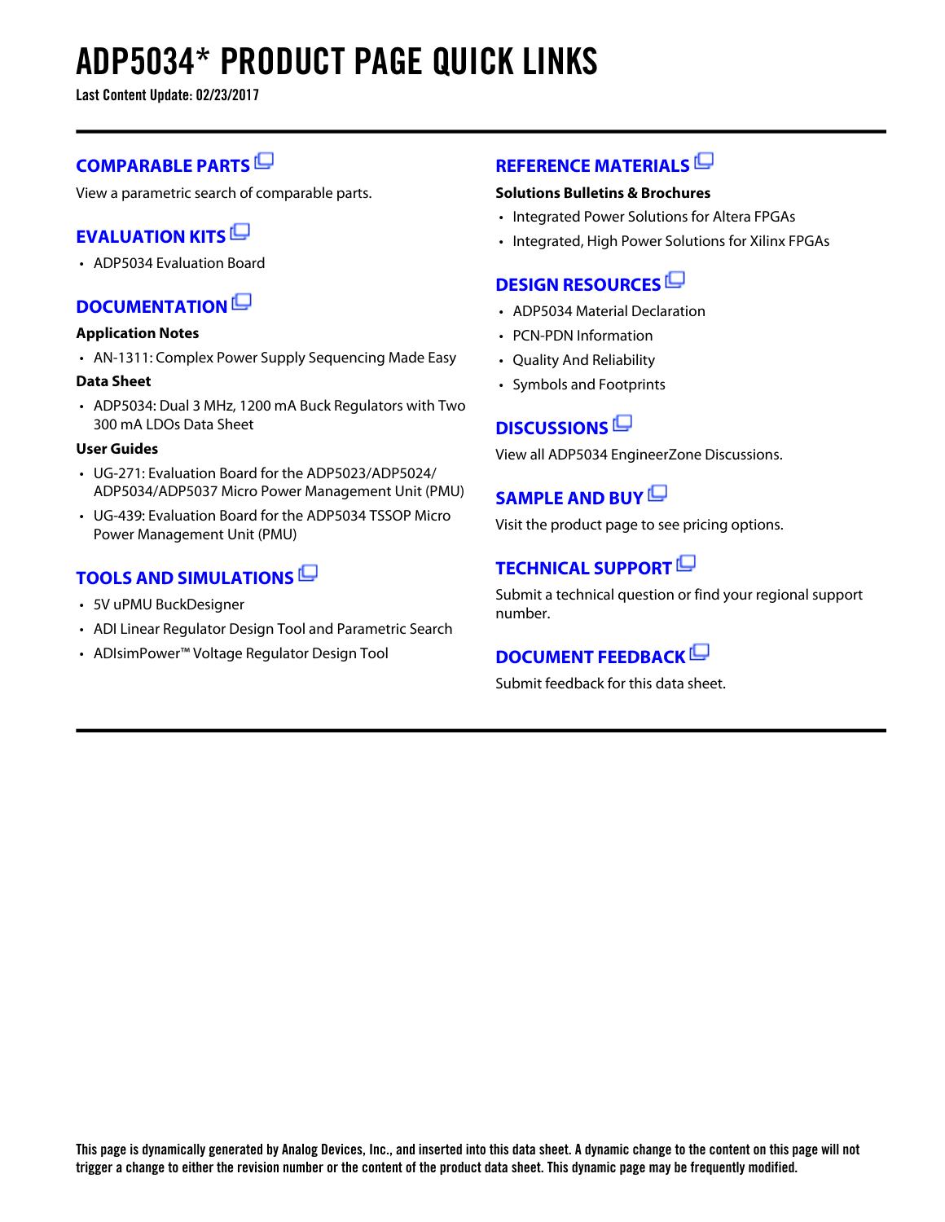# ADP5034* PRODUCT PAGE QUICK LINKS

**Last Content Update: 02/23/2017**

## COMPARABLE PARTS

View a parametric search of comparable parts.

## EVALUATION KITS

- ADP5034 Evaluation Board

## DOCUMENTATION

**Application Notes**

- AN-1311: Complex Power Supply Sequencing Made Easy

**Data Sheet**

- ADP5034: Dual 3 MHz, 1200 mA Buck Regulators with Two 300 mA LDOs Data Sheet

**User Guides**

- UG-271: Evaluation Board for the ADP5023/ADP5024/ADP5034/ADP5037 Micro Power Management Unit (PMU)
- UG-439: Evaluation Board for the ADP5034 TSSOP Micro Power Management Unit (PMU)

## TOOLS AND SIMULATIONS

- 5V uPMU BuckDesigner
- ADI Linear Regulator Design Tool and Parametric Search
- ADIsimPower™ Voltage Regulator Design Tool

## REFERENCE MATERIALS

**Solutions Bulletins & Brochures**

- Integrated Power Solutions for Altera FPGAs
- Integrated, High Power Solutions for Xilinx FPGAs

## DESIGN RESOURCES

- ADP5034 Material Declaration
- PCN-PDN Information
- Quality And Reliability
- Symbols and Footprints

## DISCUSSIONS

View all ADP5034 EngineerZone Discussions.

## SAMPLE AND BUY

Visit the product page to see pricing options.

## TECHNICAL SUPPORT

Submit a technical question or find your regional support number.

## DOCUMENT FEEDBACK

Submit feedback for this data sheet.

**This page is dynamically generated by Analog Devices, Inc., and inserted into this data sheet. A dynamic change to the content on this page will not trigger a change to either the revision number or the content of the product data sheet. This dynamic page may be frequently modified.**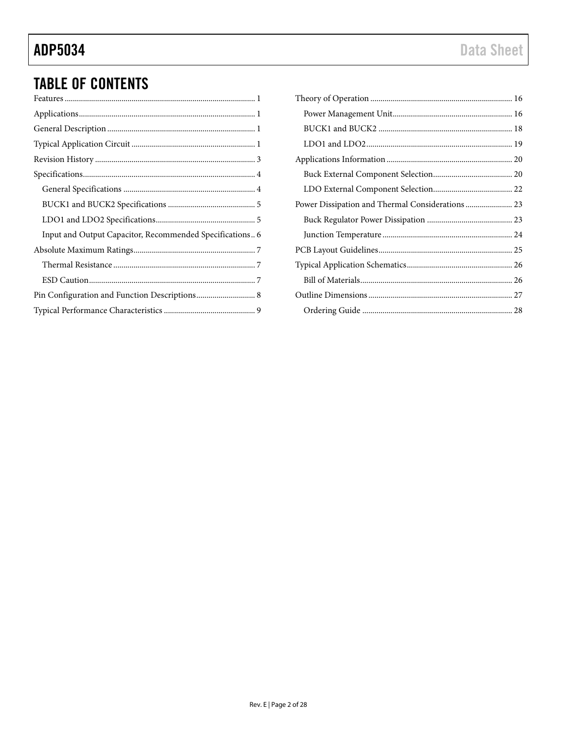## TABLE OF CONTENTS

Features ............................................................................................ 1
Applications...................................................................................... 1
General Description ........................................................................ 1
Typical Application Circuit ............................................................ 1
Revision History .............................................................................. 3
Specifications.................................................................................... 4
 General Specifications ................................................................ 4
 BUCK1 and BUCK2 Specifications ........................................... 5
 LDO1 and LDO2 Specifications................................................. 5
 Input and Output Capacitor, Recommended Specifications.. 6
Absolute Maximum Ratings............................................................ 7
 Thermal Resistance ...................................................................... 7
 ESD Caution.................................................................................. 7
Pin Configuration and Function Descriptions............................. 8
Typical Performance Characteristics ............................................ 9
Theory of Operation ...................................................................... 16
 Power Management Unit........................................................... 16
 BUCK1 and BUCK2 .................................................................. 18
 LDO1 and LDO2........................................................................ 19
Applications Information .............................................................. 20
 Buck External Component Selection....................................... 20
 LDO External Component Selection....................................... 22
Power Dissipation and Thermal Considerations ....................... 23
 Buck Regulator Power Dissipation .......................................... 23
 Junction Temperature ................................................................ 24
PCB Layout Guidelines.................................................................. 25
Typical Application Schematics.................................................... 26
 Bill of Materials........................................................................... 26
Outline Dimensions ....................................................................... 27
 Ordering Guide .......................................................................... 28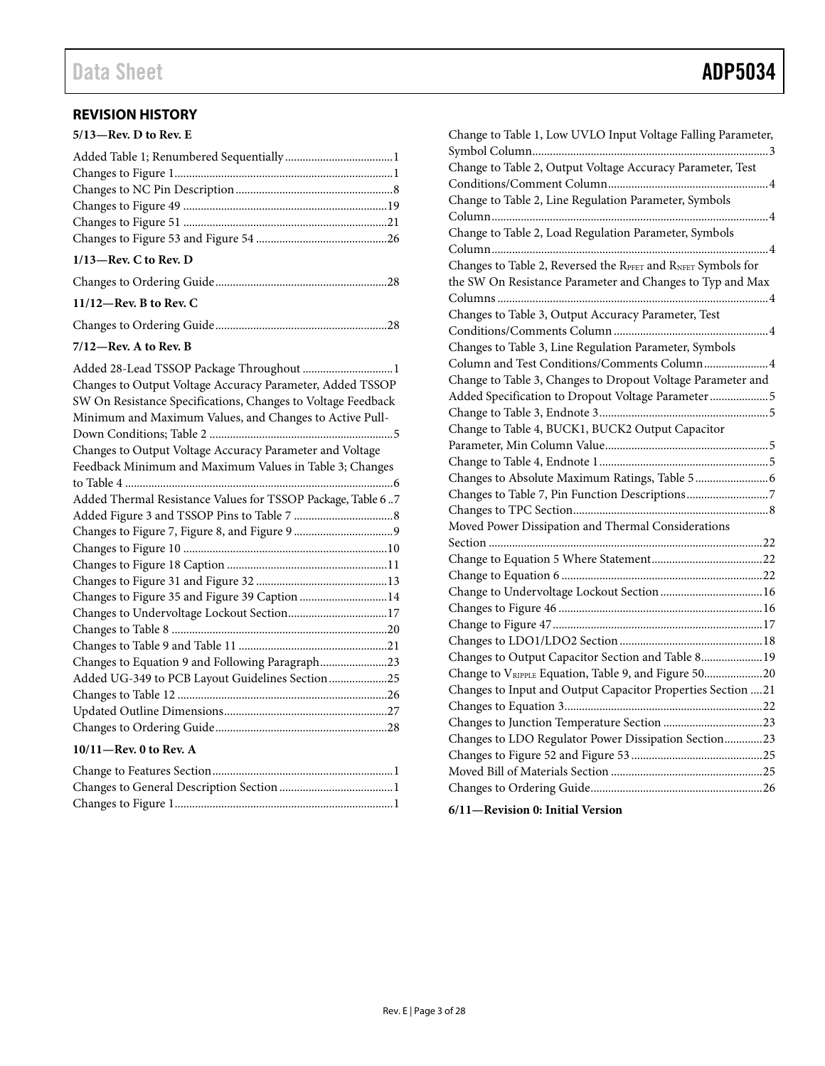## REVISION HISTORY

**5/13—Rev. D to Rev. E**

Added Table 1; Renumbered Sequentially .....................................1
Changes to Figure 1...........................................................................1
Changes to NC Pin Description ......................................................8
Changes to Figure 49 ......................................................................19
Changes to Figure 51 ......................................................................21
Changes to Figure 53 and Figure 54 .............................................26

**1/13—Rev. C to Rev. D**

Changes to Ordering Guide...........................................................28

**11/12—Rev. B to Rev. C**

Changes to Ordering Guide...........................................................28

**7/12—Rev. A to Rev. B**

Added 28-Lead TSSOP Package Throughout ...............................1
Changes to Output Voltage Accuracy Parameter, Added TSSOP SW On Resistance Specifications, Changes to Voltage Feedback Minimum and Maximum Values, and Changes to Active Pull-Down Conditions; Table 2 ...............................................................5
Changes to Output Voltage Accuracy Parameter and Voltage Feedback Minimum and Maximum Values in Table 3; Changes to Table 4 ............................................................................................6
Added Thermal Resistance Values for TSSOP Package, Table 6 ..7
Added Figure 3 and TSSOP Pins to Table 7 ..................................8
Changes to Figure 7, Figure 8, and Figure 9 ..................................9
Changes to Figure 10 ......................................................................10
Changes to Figure 18 Caption .......................................................11
Changes to Figure 31 and Figure 32 .............................................13
Changes to Figure 35 and Figure 39 Caption ..............................14
Changes to Undervoltage Lockout Section..................................17
Changes to Table 8 ..........................................................................20
Changes to Table 9 and Table 11 ...................................................21
Changes to Equation 9 and Following Paragraph.......................23
Added UG-349 to PCB Layout Guidelines Section....................25
Changes to Table 12 ........................................................................26
Updated Outline Dimensions........................................................27
Changes to Ordering Guide...........................................................28

**10/11—Rev. 0 to Rev. A**

Change to Features Section..............................................................1
Changes to General Description Section .......................................1
Changes to Figure 1...........................................................................1
Change to Table 1, Low UVLO Input Voltage Falling Parameter, Symbol Column................................................................................3
Change to Table 2, Output Voltage Accuracy Parameter, Test Conditions/Comment Column.......................................................4
Change to Table 2, Line Regulation Parameter, Symbols Column...............................................................................................4
Change to Table 2, Load Regulation Parameter, Symbols Column...............................................................................................4
Changes to Table 2, Reversed the $R_{PFET}$ and $R_{NFET}$ Symbols for the SW On Resistance Parameter and Changes to Typ and Max Columns ............................................................................................4
Changes to Table 3, Output Accuracy Parameter, Test Conditions/Comments Column .....................................................4
Changes to Table 3, Line Regulation Parameter, Symbols Column and Test Conditions/Comments Column.......................4
Change to Table 3, Changes to Dropout Voltage Parameter and Added Specification to Dropout Voltage Parameter....................5
Change to Table 3, Endnote 3...........................................................5
Change to Table 4, BUCK1, BUCK2 Output Capacitor Parameter, Min Column Value........................................................5
Change to Table 4, Endnote 1...........................................................5
Changes to Absolute Maximum Ratings, Table 5.........................6
Changes to Table 7, Pin Function Descriptions............................7
Changes to TPC Section...................................................................8
Moved Power Dissipation and Thermal Considerations Section .............................................................................................22
Change to Equation 5 Where Statement......................................22
Change to Equation 6 .....................................................................22
Change to Undervoltage Lockout Section...................................16
Changes to Figure 46 ......................................................................16
Change to Figure 47........................................................................17
Changes to LDO1/LDO2 Section .................................................18
Changes to Output Capacitor Section and Table 8.....................19
Change to $V_{RIPPLE}$ Equation, Table 9, and Figure 50....................20
Changes to Input and Output Capacitor Properties Section ....21
Changes to Equation 3...................................................................22
Changes to Junction Temperature Section ..................................23
Changes to LDO Regulator Power Dissipation Section.............23
Changes to Figure 52 and Figure 53 .............................................25
Moved Bill of Materials Section ....................................................25
Changes to Ordering Guide...........................................................26

**6/11—Revision 0: Initial Version**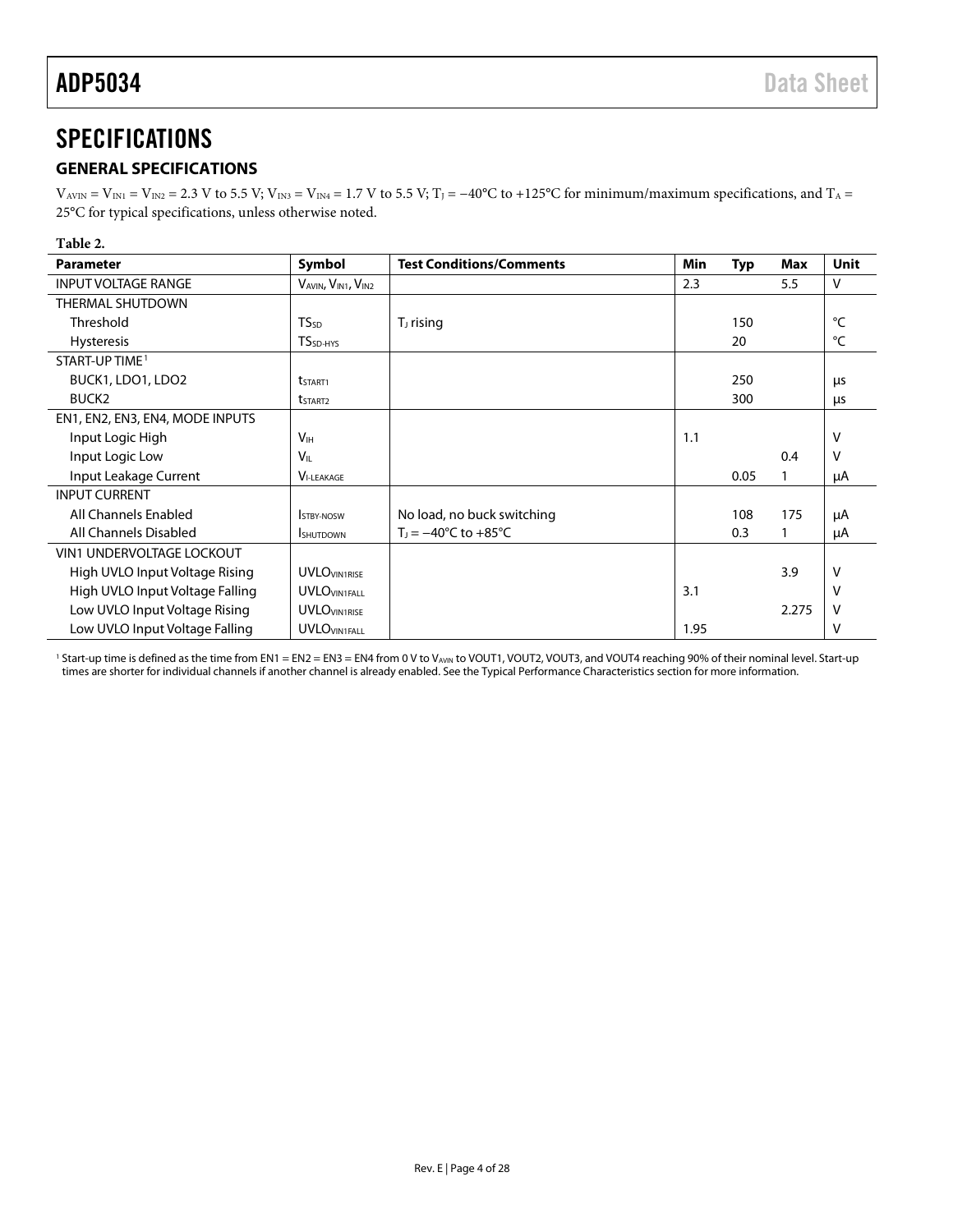# SPECIFICATIONS

## GENERAL SPECIFICATIONS

$V_{AVIN} = V_{IN1} = V_{IN2} = 2.3$ V to 5.5 V; $V_{IN3} = V_{IN4} = 1.7$ V to 5.5 V; $T_J = -40°C$ to $+125°C$ for minimum/maximum specifications, and $T_A = 25°C$ for typical specifications, unless otherwise noted.

**Table 2.**

| Parameter | Symbol | Test Conditions/Comments | Min | Typ | Max | Unit |
|---|---|---|---|---|---|---|
| INPUT VOLTAGE RANGE | $V_{AVIN}$, $V_{IN1}$, $V_{IN2}$ | | 2.3 | | 5.5 | V |
| THERMAL SHUTDOWN | | | | | | |
| Threshold | $TS_{SD}$ | $T_J$ rising | | 150 | | °C |
| Hysteresis | $TS_{SD\text{-}HYS}$ | | | 20 | | °C |
| START-UP TIME[1] | | | | | | |
| BUCK1, LDO1, LDO2 | $t_{START1}$ | | | 250 | | µs |
| BUCK2 | $t_{START2}$ | | | 300 | | µs |
| EN1, EN2, EN3, EN4, MODE INPUTS | | | | | | |
| Input Logic High | $V_{IH}$ | | 1.1 | | | V |
| Input Logic Low | $V_{IL}$ | | | | 0.4 | V |
| Input Leakage Current | $V_{I\text{-}LEAKAGE}$ | | | 0.05 | 1 | µA |
| INPUT CURRENT | | | | | | |
| All Channels Enabled | $I_{STBY\text{-}NOSW}$ | No load, no buck switching | | 108 | 175 | µA |
| All Channels Disabled | $I_{SHUTDOWN}$ | $T_J = -40°C$ to $+85°C$ | | 0.3 | 1 | µA |
| VIN1 UNDERVOLTAGE LOCKOUT | | | | | | |
| High UVLO Input Voltage Rising | $UVLO_{VIN1RISE}$ | | | | 3.9 | V |
| High UVLO Input Voltage Falling | $UVLO_{VIN1FALL}$ | | 3.1 | | | V |
| Low UVLO Input Voltage Rising | $UVLO_{VIN1RISE}$ | | | | 2.275 | V |
| Low UVLO Input Voltage Falling | $UVLO_{VIN1FALL}$ | | 1.95 | | | V |

[1] Start-up time is defined as the time from EN1 = EN2 = EN3 = EN4 from 0 V to $V_{AVIN}$ to VOUT1, VOUT2, VOUT3, and VOUT4 reaching 90% of their nominal level. Start-up times are shorter for individual channels if another channel is already enabled. See the Typical Performance Characteristics section for more information.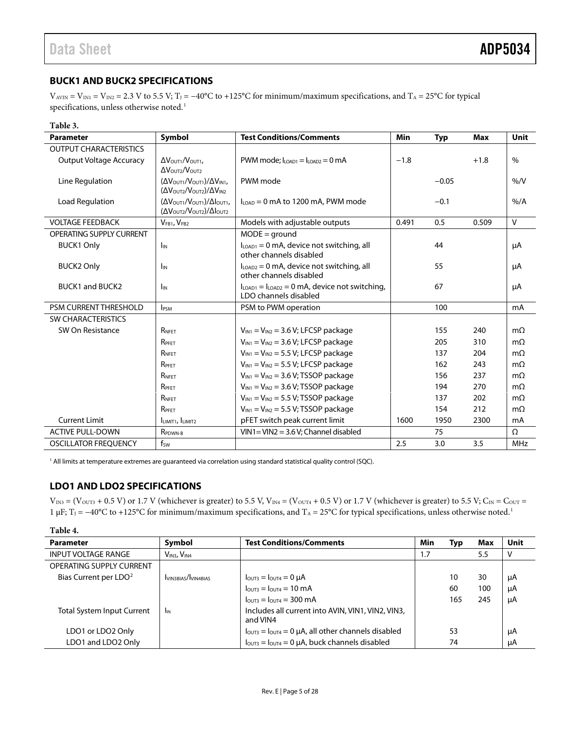## BUCK1 AND BUCK2 SPECIFICATIONS

$V_{AVIN} = V_{IN1} = V_{IN2} = 2.3$ V to 5.5 V; $T_J = -40°C$ to $+125°C$ for minimum/maximum specifications, and $T_A = 25°C$ for typical specifications, unless otherwise noted.[1]

**Table 3.**

| Parameter | Symbol | Test Conditions/Comments | Min | Typ | Max | Unit |
|---|---|---|---|---|---|---|
| OUTPUT CHARACTERISTICS | | | | | | |
| Output Voltage Accuracy | $\Delta V_{OUT1}/V_{OUT1}$, $\Delta V_{OUT2}/V_{OUT2}$ | PWM mode; $I_{LOAD1} = I_{LOAD2} = 0$ mA | −1.8 | | +1.8 | % |
| Line Regulation | $(\Delta V_{OUT1}/V_{OUT1})/\Delta V_{IN1}$, $(\Delta V_{OUT2}/V_{OUT2})/\Delta V_{IN2}$ | PWM mode | | −0.05 | | %/V |
| Load Regulation | $(\Delta V_{OUT1}/V_{OUT1})/\Delta I_{OUT1}$, $(\Delta V_{OUT2}/V_{OUT2})/\Delta I_{OUT2}$ | $I_{LOAD} = 0$ mA to 1200 mA, PWM mode | | −0.1 | | %/A |
| VOLTAGE FEEDBACK | $V_{FB1}$, $V_{FB2}$ | Models with adjustable outputs | 0.491 | 0.5 | 0.509 | V |
| OPERATING SUPPLY CURRENT | | MODE = ground | | | | |
| BUCK1 Only | $I_{IN}$ | $I_{LOAD1} = 0$ mA, device not switching, all other channels disabled | | 44 | | µA |
| BUCK2 Only | $I_{IN}$ | $I_{LOAD2} = 0$ mA, device not switching, all other channels disabled | | 55 | | µA |
| BUCK1 and BUCK2 | $I_{IN}$ | $I_{LOAD1} = I_{LOAD2} = 0$ mA, device not switching, LDO channels disabled | | 67 | | µA |
| PSM CURRENT THRESHOLD | $I_{PSM}$ | PSM to PWM operation | | 100 | | mA |
| SW CHARACTERISTICS | | | | | | |
| SW On Resistance | $R_{NFET}$ | $V_{IN1} = V_{IN2} = 3.6$ V; LFCSP package | | 155 | 240 | mΩ |
| | $R_{PFET}$ | $V_{IN1} = V_{IN2} = 3.6$ V; LFCSP package | | 205 | 310 | mΩ |
| | $R_{NFET}$ | $V_{IN1} = V_{IN2} = 5.5$ V; LFCSP package | | 137 | 204 | mΩ |
| | $R_{PFET}$ | $V_{IN1} = V_{IN2} = 5.5$ V; LFCSP package | | 162 | 243 | mΩ |
| | $R_{NFET}$ | $V_{IN1} = V_{IN2} = 3.6$ V; TSSOP package | | 156 | 237 | mΩ |
| | $R_{PFET}$ | $V_{IN1} = V_{IN2} = 3.6$ V; TSSOP package | | 194 | 270 | mΩ |
| | $R_{NFET}$ | $V_{IN1} = V_{IN2} = 5.5$ V; TSSOP package | | 137 | 202 | mΩ |
| | $R_{PFET}$ | $V_{IN1} = V_{IN2} = 5.5$ V; TSSOP package | | 154 | 212 | mΩ |
| Current Limit | $I_{LIMIT1}$, $I_{LIMIT2}$ | pFET switch peak current limit | 1600 | 1950 | 2300 | mA |
| ACTIVE PULL-DOWN | $R_{PDWN-B}$ | VIN1 = VIN2 = 3.6 V; Channel disabled | | 75 | | Ω |
| OSCILLATOR FREQUENCY | $f_{SW}$ | | 2.5 | 3.0 | 3.5 | MHz |

[1] All limits at temperature extremes are guaranteed via correlation using standard statistical quality control (SQC).

## LDO1 AND LDO2 SPECIFICATIONS

$V_{IN3} = (V_{OUT3} + 0.5$ V) or 1.7 V (whichever is greater) to 5.5 V, $V_{IN4} = (V_{OUT4} + 0.5$ V) or 1.7 V (whichever is greater) to 5.5 V; $C_{IN} = C_{OUT} = 1$ µF; $T_J = -40°C$ to $+125°C$ for minimum/maximum specifications, and $T_A = 25°C$ for typical specifications, unless otherwise noted.[1]

**Table 4.**

| Parameter | Symbol | Test Conditions/Comments | Min | Typ | Max | Unit |
|---|---|---|---|---|---|---|
| INPUT VOLTAGE RANGE | $V_{IN3}$, $V_{IN4}$ | | 1.7 | | 5.5 | V |
| OPERATING SUPPLY CURRENT | | | | | | |
| Bias Current per LDO[2] | $I_{VIN3BIAS}/I_{VIN4BIAS}$ | $I_{OUT3} = I_{OUT4} = 0$ µA | | 10 | 30 | µA |
| | | $I_{OUT3} = I_{OUT4} = 10$ mA | | 60 | 100 | µA |
| | | $I_{OUT3} = I_{OUT4} = 300$ mA | | 165 | 245 | µA |
| Total System Input Current | $I_{IN}$ | Includes all current into AVIN, VIN1, VIN2, VIN3, and VIN4 | | | | |
| LDO1 or LDO2 Only | | $I_{OUT3} = I_{OUT4} = 0$ µA, all other channels disabled | | 53 | | µA |
| LDO1 and LDO2 Only | | $I_{OUT3} = I_{OUT4} = 0$ µA, buck channels disabled | | 74 | | µA |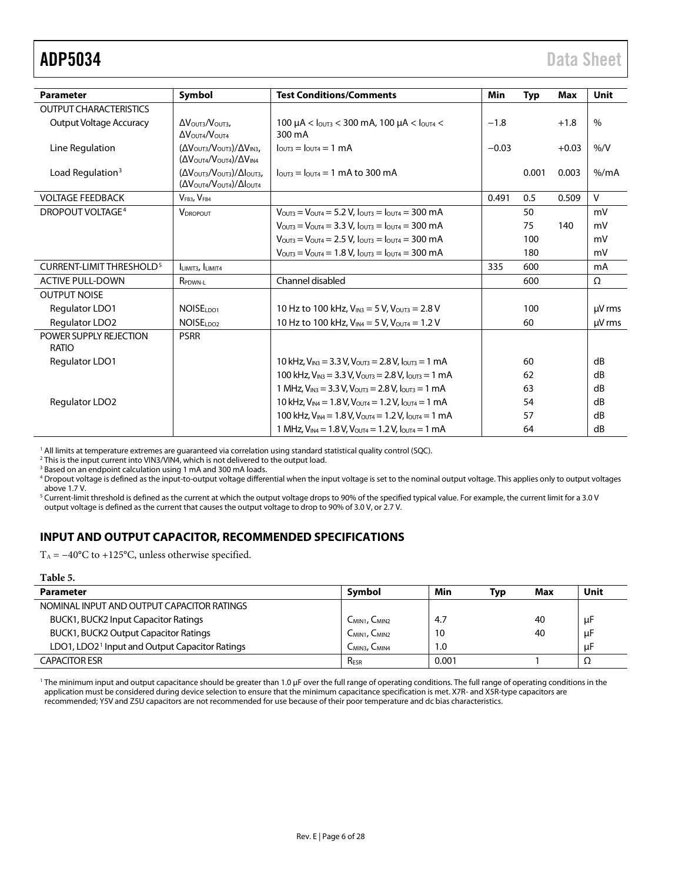| Parameter | Symbol | Test Conditions/Comments | Min | Typ | Max | Unit |
|---|---|---|---|---|---|---|
| OUTPUT CHARACTERISTICS | | | | | | |
| Output Voltage Accuracy | $\Delta V_{OUT3}/V_{OUT3}$, $\Delta V_{OUT4}/V_{OUT4}$ | 100 µA < $I_{OUT3}$ < 300 mA, 100 µA < $I_{OUT4}$ < 300 mA | −1.8 | | +1.8 | % |
| Line Regulation | $(\Delta V_{OUT3}/V_{OUT3})/\Delta V_{IN3}$, $(\Delta V_{OUT4}/V_{OUT4})/\Delta V_{IN4}$ | $I_{OUT3} = I_{OUT4} = 1$ mA | −0.03 | | +0.03 | %/V |
| Load Regulation[3] | $(\Delta V_{OUT3}/V_{OUT3})/\Delta I_{OUT3}$, $(\Delta V_{OUT4}/V_{OUT4})/\Delta I_{OUT4}$ | $I_{OUT3} = I_{OUT4} = 1$ mA to 300 mA | | 0.001 | 0.003 | %/mA |
| VOLTAGE FEEDBACK | $V_{FB3}$, $V_{FB4}$ | | 0.491 | 0.5 | 0.509 | V |
| DROPOUT VOLTAGE[4] | $V_{DROPOUT}$ | $V_{OUT3} = V_{OUT4} = 5.2$ V, $I_{OUT3} = I_{OUT4} = 300$ mA | | 50 | | mV |
| | | $V_{OUT3} = V_{OUT4} = 3.3$ V, $I_{OUT3} = I_{OUT4} = 300$ mA | | 75 | 140 | mV |
| | | $V_{OUT3} = V_{OUT4} = 2.5$ V, $I_{OUT3} = I_{OUT4} = 300$ mA | | 100 | | mV |
| | | $V_{OUT3} = V_{OUT4} = 1.8$ V, $I_{OUT3} = I_{OUT4} = 300$ mA | | 180 | | mV |
| CURRENT-LIMIT THRESHOLD[5] | $I_{LIMIT3}$, $I_{LIMIT4}$ | | 335 | 600 | | mA |
| ACTIVE PULL-DOWN | $R_{PDWN-L}$ | Channel disabled | | 600 | | Ω |
| OUTPUT NOISE | | | | | | |
| Regulator LDO1 | $NOISE_{LDO1}$ | 10 Hz to 100 kHz, $V_{IN3} = 5$ V, $V_{OUT3} = 2.8$ V | | 100 | | µV rms |
| Regulator LDO2 | $NOISE_{LDO2}$ | 10 Hz to 100 kHz, $V_{IN4} = 5$ V, $V_{OUT4} = 1.2$ V | | 60 | | µV rms |
| POWER SUPPLY REJECTION RATIO | PSRR | | | | | |
| Regulator LDO1 | | 10 kHz, $V_{IN3} = 3.3$ V, $V_{OUT3} = 2.8$ V, $I_{OUT3} = 1$ mA | | 60 | | dB |
| | | 100 kHz, $V_{IN3} = 3.3$ V, $V_{OUT3} = 2.8$ V, $I_{OUT3} = 1$ mA | | 62 | | dB |
| | | 1 MHz, $V_{IN3} = 3.3$ V, $V_{OUT3} = 2.8$ V, $I_{OUT3} = 1$ mA | | 63 | | dB |
| Regulator LDO2 | | 10 kHz, $V_{IN4} = 1.8$ V, $V_{OUT4} = 1.2$ V, $I_{OUT4} = 1$ mA | | 54 | | dB |
| | | 100 kHz, $V_{IN4} = 1.8$ V, $V_{OUT4} = 1.2$ V, $I_{OUT4} = 1$ mA | | 57 | | dB |
| | | 1 MHz, $V_{IN4} = 1.8$ V, $V_{OUT4} = 1.2$ V, $I_{OUT4} = 1$ mA | | 64 | | dB |

[1] All limits at temperature extremes are guaranteed via correlation using standard statistical quality control (SQC).
[2] This is the input current into VIN3/VIN4, which is not delivered to the output load.
[3] Based on an endpoint calculation using 1 mA and 300 mA loads.
[4] Dropout voltage is defined as the input-to-output voltage differential when the input voltage is set to the nominal output voltage. This applies only to output voltages above 1.7 V.
[5] Current-limit threshold is defined as the current at which the output voltage drops to 90% of the specified typical value. For example, the current limit for a 3.0 V output voltage is defined as the current that causes the output voltage to drop to 90% of 3.0 V, or 2.7 V.

## INPUT AND OUTPUT CAPACITOR, RECOMMENDED SPECIFICATIONS

$T_A = -40°C$ to $+125°C$, unless otherwise specified.

**Table 5.**

| Parameter | Symbol | Min | Typ | Max | Unit |
|---|---|---|---|---|---|
| NOMINAL INPUT AND OUTPUT CAPACITOR RATINGS | | | | | |
| BUCK1, BUCK2 Input Capacitor Ratings | $C_{MIN1}$, $C_{MIN2}$ | 4.7 | | 40 | µF |
| BUCK1, BUCK2 Output Capacitor Ratings | $C_{MIN1}$, $C_{MIN2}$ | 10 | | 40 | µF |
| LDO1, LDO2[1] Input and Output Capacitor Ratings | $C_{MIN3}$, $C_{MIN4}$ | 1.0 | | | µF |
| CAPACITOR ESR | $R_{ESR}$ | 0.001 | | 1 | Ω |

[1] The minimum input and output capacitance should be greater than 1.0 µF over the full range of operating conditions. The full range of operating conditions in the application must be considered during device selection to ensure that the minimum capacitance specification is met. X7R- and X5R-type capacitors are recommended; Y5V and Z5U capacitors are not recommended for use because of their poor temperature and dc bias characteristics.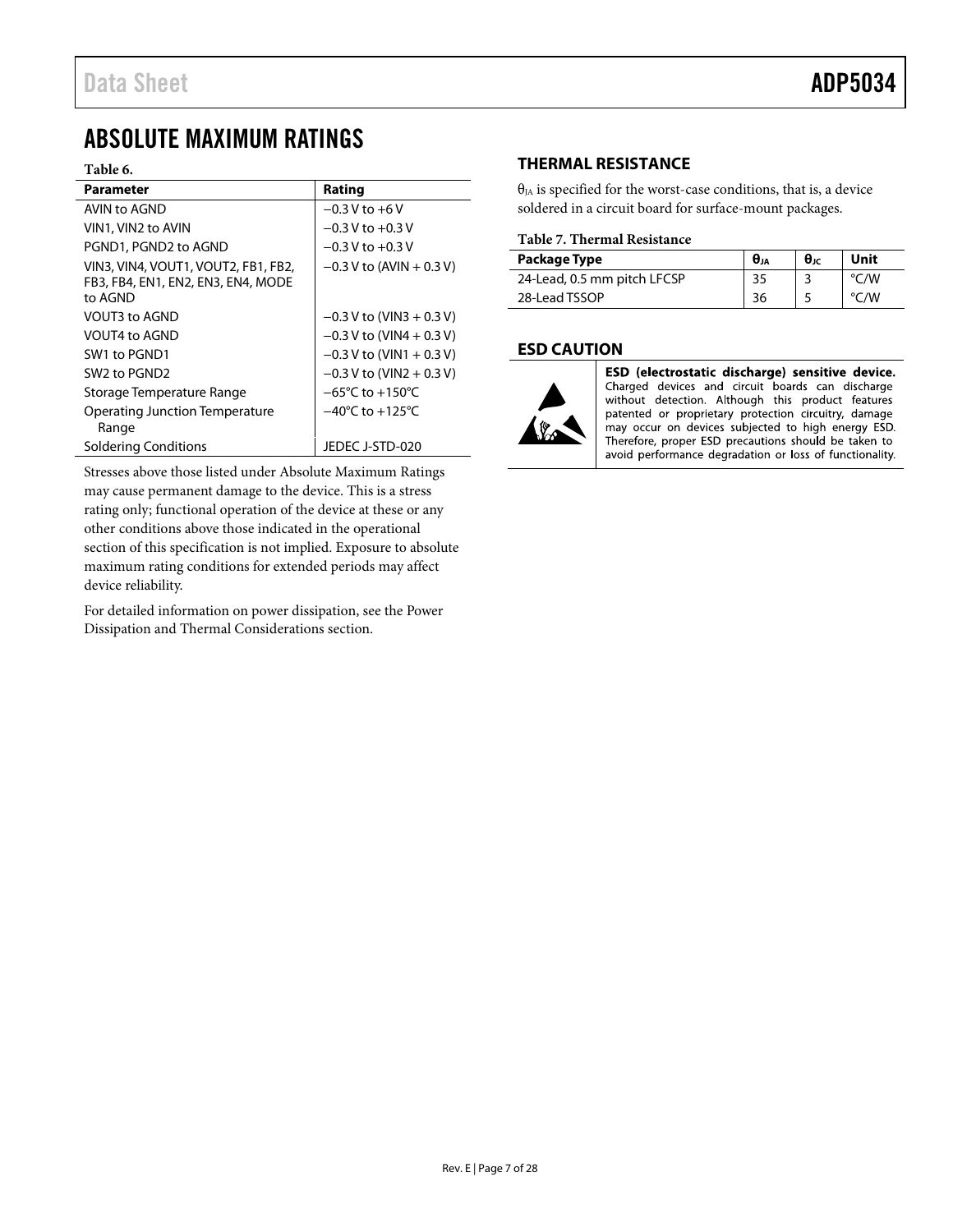# ABSOLUTE MAXIMUM RATINGS

**Table 6.**

| Parameter | Rating |
|---|---|
| AVIN to AGND | −0.3 V to +6 V |
| VIN1, VIN2 to AVIN | −0.3 V to +0.3 V |
| PGND1, PGND2 to AGND | −0.3 V to +0.3 V |
| VIN3, VIN4, VOUT1, VOUT2, FB1, FB2, FB3, FB4, EN1, EN2, EN3, EN4, MODE to AGND | −0.3 V to (AVIN + 0.3 V) |
| VOUT3 to AGND | −0.3 V to (VIN3 + 0.3 V) |
| VOUT4 to AGND | −0.3 V to (VIN4 + 0.3 V) |
| SW1 to PGND1 | −0.3 V to (VIN1 + 0.3 V) |
| SW2 to PGND2 | −0.3 V to (VIN2 + 0.3 V) |
| Storage Temperature Range | −65°C to +150°C |
| Operating Junction Temperature Range | −40°C to +125°C |
| Soldering Conditions | JEDEC J-STD-020 |

Stresses above those listed under Absolute Maximum Ratings may cause permanent damage to the device. This is a stress rating only; functional operation of the device at these or any other conditions above those indicated in the operational section of this specification is not implied. Exposure to absolute maximum rating conditions for extended periods may affect device reliability.

For detailed information on power dissipation, see the Power Dissipation and Thermal Considerations section.

## THERMAL RESISTANCE

$\theta_{JA}$ is specified for the worst-case conditions, that is, a device soldered in a circuit board for surface-mount packages.

**Table 7. Thermal Resistance**

| Package Type | $\theta_{JA}$ | $\theta_{JC}$ | Unit |
|---|---|---|---|
| 24-Lead, 0.5 mm pitch LFCSP | 35 | 3 | °C/W |
| 28-Lead TSSOP | 36 | 5 | °C/W |

## ESD CAUTION

**ESD (electrostatic discharge) sensitive device.** Charged devices and circuit boards can discharge without detection. Although this product features patented or proprietary protection circuitry, damage may occur on devices subjected to high energy ESD. Therefore, proper ESD precautions should be taken to avoid performance degradation or loss of functionality.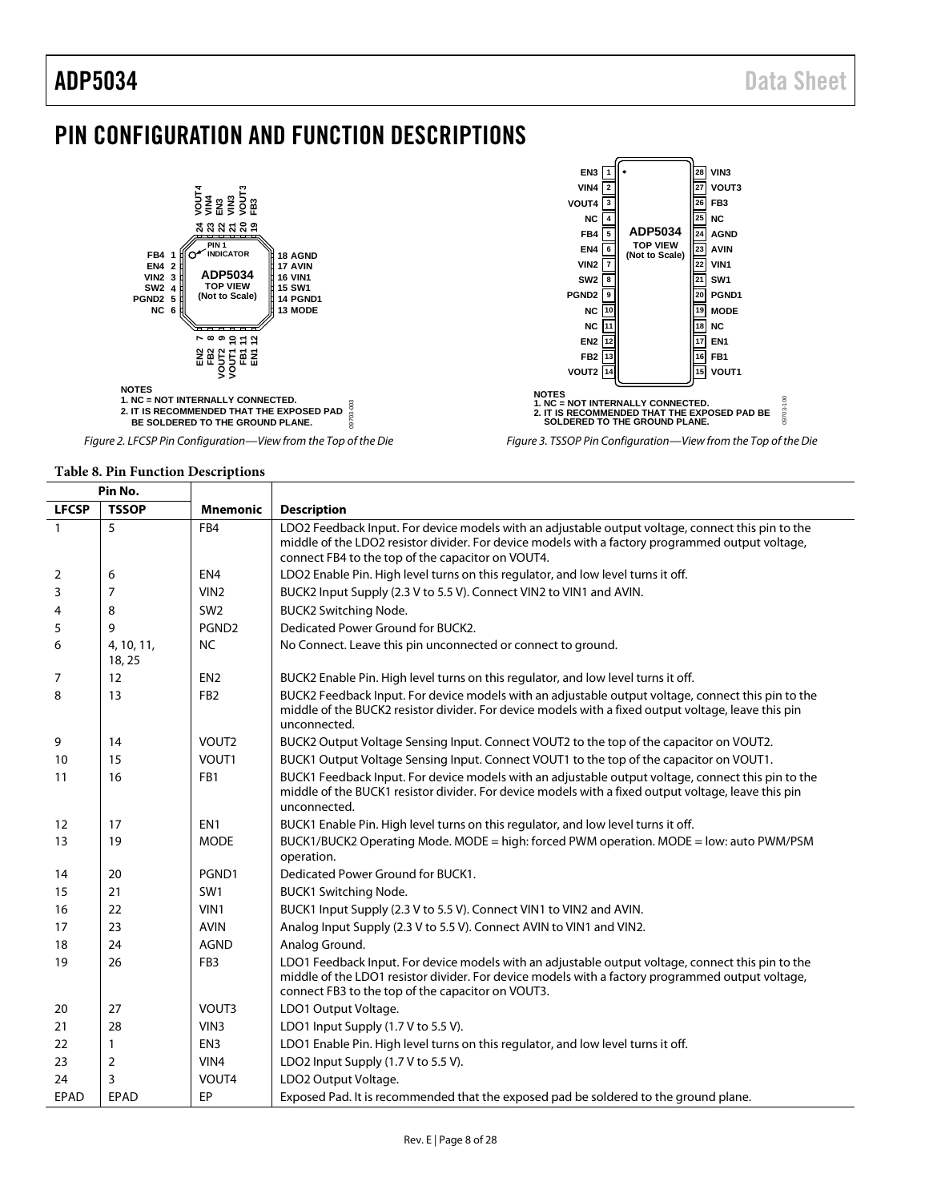# PIN CONFIGURATION AND FUNCTION DESCRIPTIONS

NOTES
1. NC = NOT INTERNALLY CONNECTED.
2. IT IS RECOMMENDED THAT THE EXPOSED PAD BE SOLDERED TO THE GROUND PLANE.

*Figure 2. LFCSP Pin Configuration—View from the Top of the Die*

NOTES
1. NC = NOT INTERNALLY CONNECTED.
2. IT IS RECOMMENDED THAT THE EXPOSED PAD BE SOLDERED TO THE GROUND PLANE.

*Figure 3. TSSOP Pin Configuration—View from the Top of the Die*

**Table 8. Pin Function Descriptions**

| Pin No. | | | |
|---|---|---|---|
| **LFCSP** | **TSSOP** | **Mnemonic** | **Description** |
| 1 | 5 | FB4 | LDO2 Feedback Input. For device models with an adjustable output voltage, connect this pin to the middle of the LDO2 resistor divider. For device models with a factory programmed output voltage, connect FB4 to the top of the capacitor on VOUT4. |
| 2 | 6 | EN4 | LDO2 Enable Pin. High level turns on this regulator, and low level turns it off. |
| 3 | 7 | VIN2 | BUCK2 Input Supply (2.3 V to 5.5 V). Connect VIN2 to VIN1 and AVIN. |
| 4 | 8 | SW2 | BUCK2 Switching Node. |
| 5 | 9 | PGND2 | Dedicated Power Ground for BUCK2. |
| 6 | 4, 10, 11, 18, 25 | NC | No Connect. Leave this pin unconnected or connect to ground. |
| 7 | 12 | EN2 | BUCK2 Enable Pin. High level turns on this regulator, and low level turns it off. |
| 8 | 13 | FB2 | BUCK2 Feedback Input. For device models with an adjustable output voltage, connect this pin to the middle of the BUCK2 resistor divider. For device models with a fixed output voltage, leave this pin unconnected. |
| 9 | 14 | VOUT2 | BUCK2 Output Voltage Sensing Input. Connect VOUT2 to the top of the capacitor on VOUT2. |
| 10 | 15 | VOUT1 | BUCK1 Output Voltage Sensing Input. Connect VOUT1 to the top of the capacitor on VOUT1. |
| 11 | 16 | FB1 | BUCK1 Feedback Input. For device models with an adjustable output voltage, connect this pin to the middle of the BUCK1 resistor divider. For device models with a fixed output voltage, leave this pin unconnected. |
| 12 | 17 | EN1 | BUCK1 Enable Pin. High level turns on this regulator, and low level turns it off. |
| 13 | 19 | MODE | BUCK1/BUCK2 Operating Mode. MODE = high: forced PWM operation. MODE = low: auto PWM/PSM operation. |
| 14 | 20 | PGND1 | Dedicated Power Ground for BUCK1. |
| 15 | 21 | SW1 | BUCK1 Switching Node. |
| 16 | 22 | VIN1 | BUCK1 Input Supply (2.3 V to 5.5 V). Connect VIN1 to VIN2 and AVIN. |
| 17 | 23 | AVIN | Analog Input Supply (2.3 V to 5.5 V). Connect AVIN to VIN1 and VIN2. |
| 18 | 24 | AGND | Analog Ground. |
| 19 | 26 | FB3 | LDO1 Feedback Input. For device models with an adjustable output voltage, connect this pin to the middle of the LDO1 resistor divider. For device models with a factory programmed output voltage, connect FB3 to the top of the capacitor on VOUT3. |
| 20 | 27 | VOUT3 | LDO1 Output Voltage. |
| 21 | 28 | VIN3 | LDO1 Input Supply (1.7 V to 5.5 V). |
| 22 | 1 | EN3 | LDO1 Enable Pin. High level turns on this regulator, and low level turns it off. |
| 23 | 2 | VIN4 | LDO2 Input Supply (1.7 V to 5.5 V). |
| 24 | 3 | VOUT4 | LDO2 Output Voltage. |
| EPAD | EPAD | EP | Exposed Pad. It is recommended that the exposed pad be soldered to the ground plane. |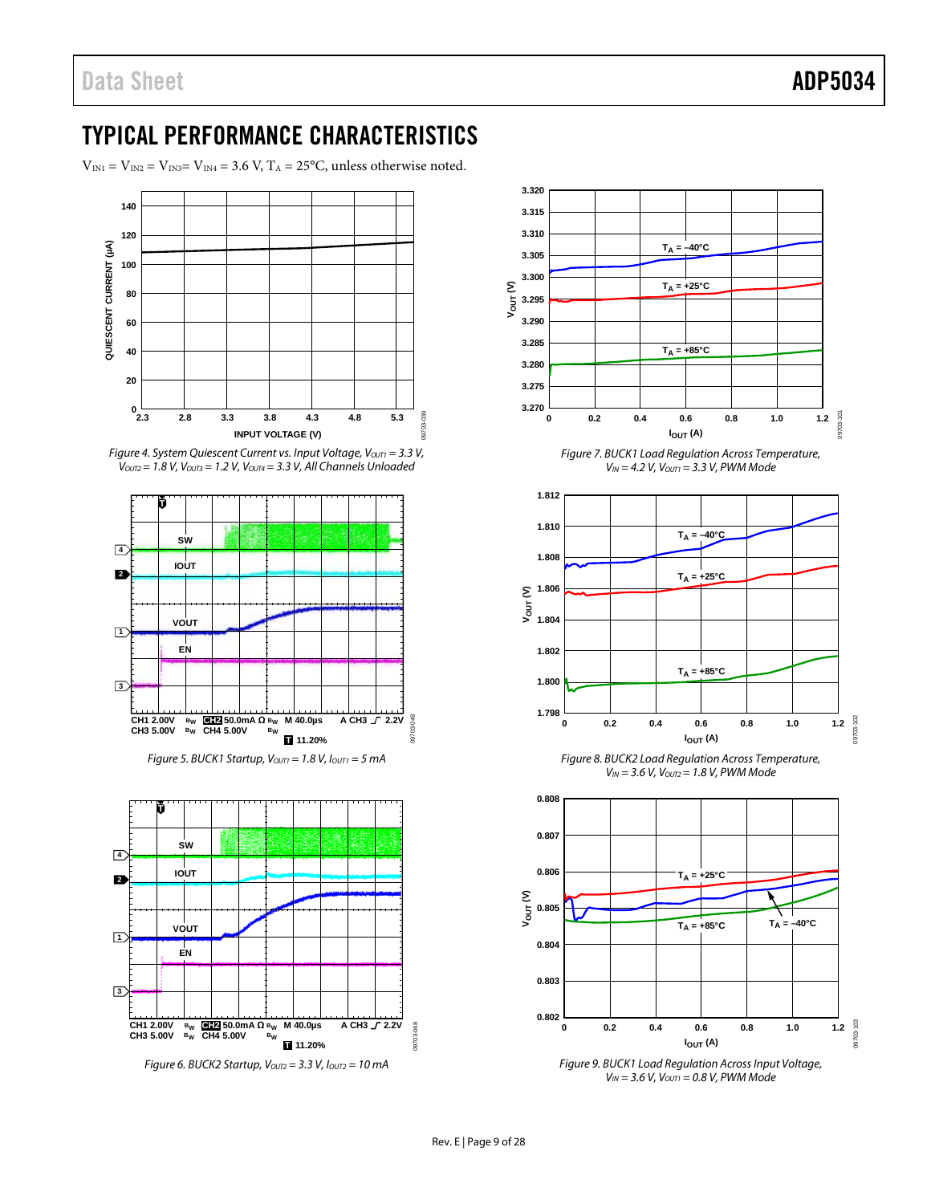# TYPICAL PERFORMANCE CHARACTERISTICS

$V_{IN1} = V_{IN2} = V_{IN3} = V_{IN4} = 3.6$ V, $T_A = 25°C$, unless otherwise noted.

Figure 4. System Quiescent Current vs. Input Voltage, $V_{OUT1} = 3.3$ V, $V_{OUT2} = 1.8$ V, $V_{OUT3} = 1.2$ V, $V_{OUT4} = 3.3$ V, All Channels Unloaded

Figure 5. BUCK1 Startup, $V_{OUT1} = 1.8$ V, $I_{OUT1} = 5$ mA

Figure 6. BUCK2 Startup, $V_{OUT2} = 3.3$ V, $I_{OUT2} = 10$ mA

Figure 7. BUCK1 Load Regulation Across Temperature, $V_{IN} = 4.2$ V, $V_{OUT1} = 3.3$ V, PWM Mode

Figure 8. BUCK2 Load Regulation Across Temperature, $V_{IN} = 3.6$ V, $V_{OUT2} = 1.8$ V, PWM Mode

Figure 9. BUCK1 Load Regulation Across Input Voltage, $V_{IN} = 3.6$ V, $V_{OUT1} = 0.8$ V, PWM Mode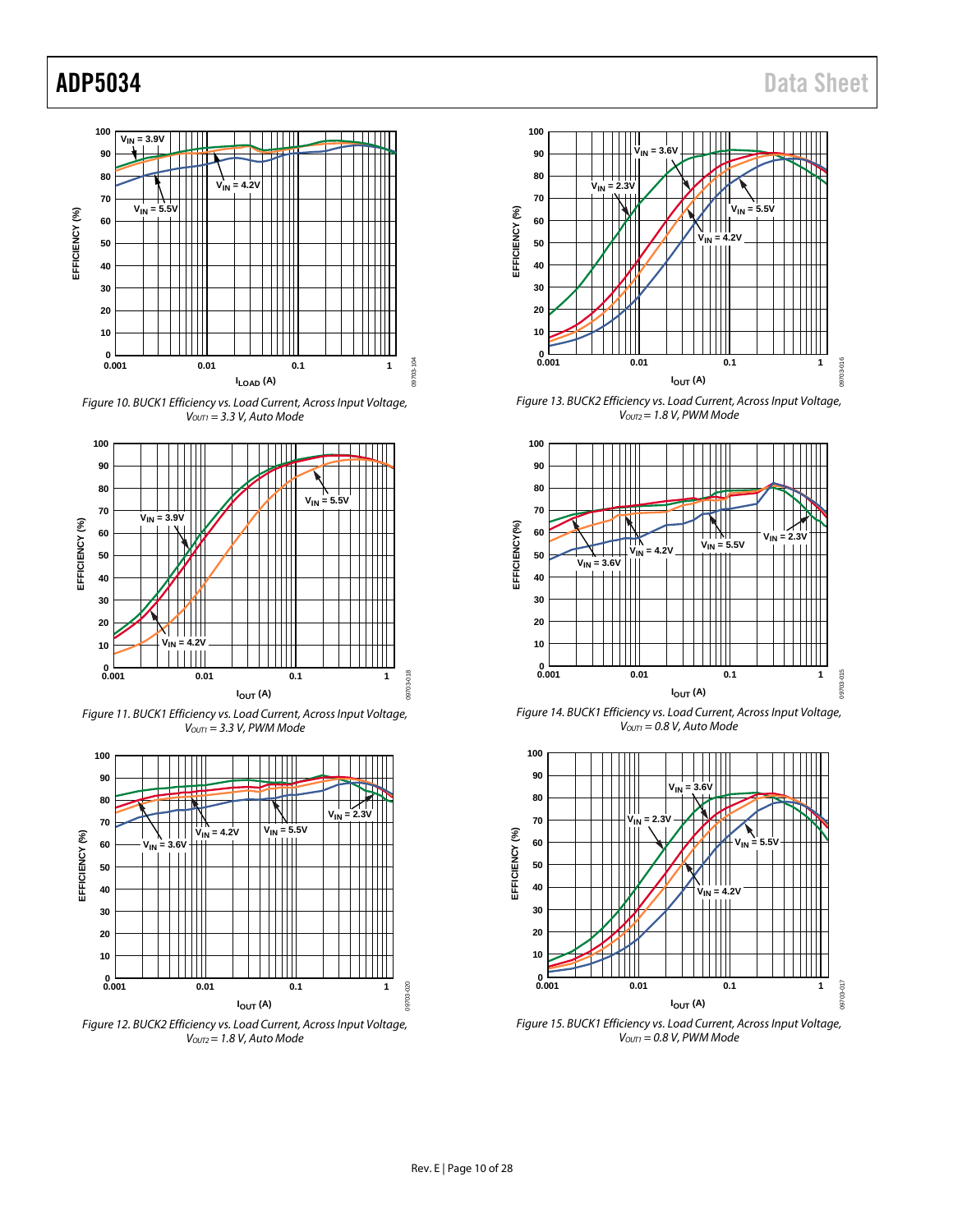Figure 10. BUCK1 Efficiency vs. Load Current, Across Input Voltage, $V_{OUT1}$ = 3.3 V, Auto Mode

Figure 11. BUCK1 Efficiency vs. Load Current, Across Input Voltage, $V_{OUT1}$ = 3.3 V, PWM Mode

Figure 12. BUCK2 Efficiency vs. Load Current, Across Input Voltage, $V_{OUT2}$ = 1.8 V, Auto Mode

Figure 13. BUCK2 Efficiency vs. Load Current, Across Input Voltage, $V_{OUT2}$ = 1.8 V, PWM Mode

Figure 14. BUCK1 Efficiency vs. Load Current, Across Input Voltage, $V_{OUT1}$ = 0.8 V, Auto Mode

Figure 15. BUCK1 Efficiency vs. Load Current, Across Input Voltage, $V_{OUT1}$ = 0.8 V, PWM Mode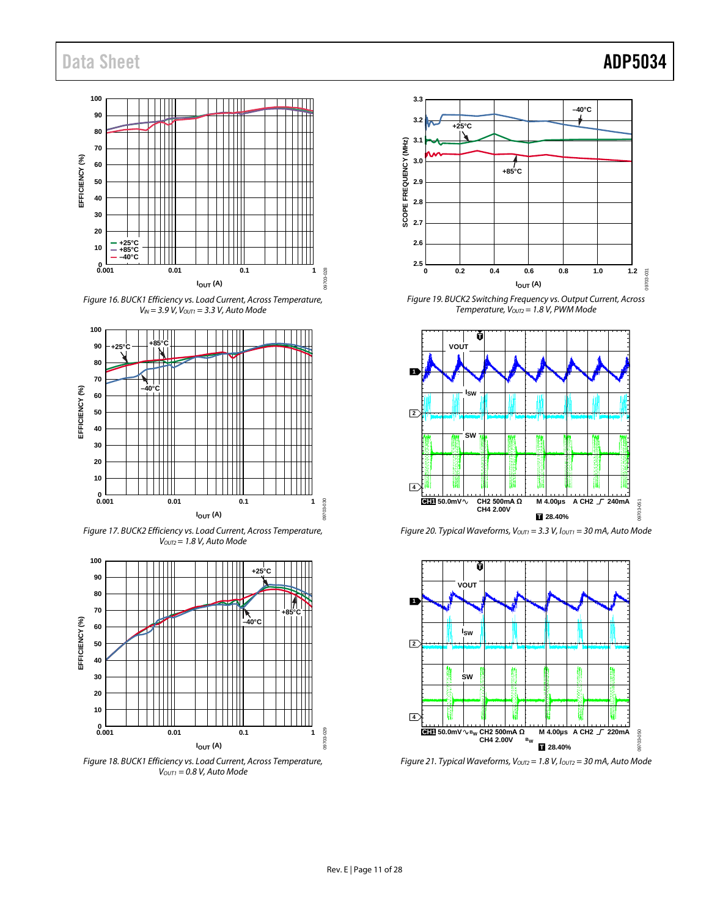Figure 16. BUCK1 Efficiency vs. Load Current, Across Temperature, $V_{IN}$ = 3.9 V, $V_{OUT1}$ = 3.3 V, Auto Mode

Figure 17. BUCK2 Efficiency vs. Load Current, Across Temperature, $V_{OUT2}$ = 1.8 V, Auto Mode

Figure 18. BUCK1 Efficiency vs. Load Current, Across Temperature, $V_{OUT1}$ = 0.8 V, Auto Mode

Figure 19. BUCK2 Switching Frequency vs. Output Current, Across Temperature, $V_{OUT2}$ = 1.8 V, PWM Mode

Figure 20. Typical Waveforms, $V_{OUT1}$ = 3.3 V, $I_{OUT1}$ = 30 mA, Auto Mode

Figure 21. Typical Waveforms, $V_{OUT2}$ = 1.8 V, $I_{OUT2}$ = 30 mA, Auto Mode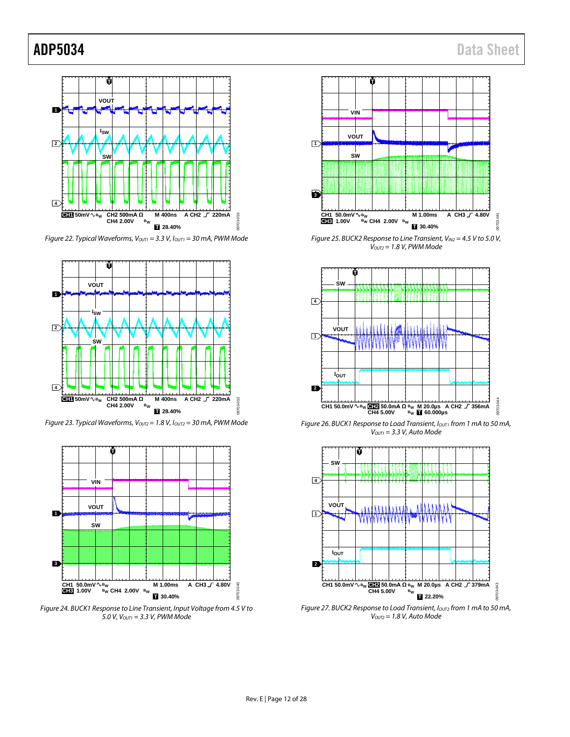Figure 22. Typical Waveforms, $V_{OUT1} = 3.3$ V, $I_{OUT1} = 30$ mA, PWM Mode

Figure 23. Typical Waveforms, $V_{OUT2} = 1.8$ V, $I_{OUT2} = 30$ mA, PWM Mode

Figure 24. BUCK1 Response to Line Transient, Input Voltage from 4.5 V to 5.0 V, $V_{OUT1} = 3.3$ V, PWM Mode

Figure 25. BUCK2 Response to Line Transient, $V_{IN2} = 4.5$ V to 5.0 V, $V_{OUT2} = 1.8$ V, PWM Mode

Figure 26. BUCK1 Response to Load Transient, $I_{OUT1}$ from 1 mA to 50 mA, $V_{OUT1} = 3.3$ V, Auto Mode

Figure 27. BUCK2 Response to Load Transient, $I_{OUT2}$ from 1 mA to 50 mA, $V_{OUT2} = 1.8$ V, Auto Mode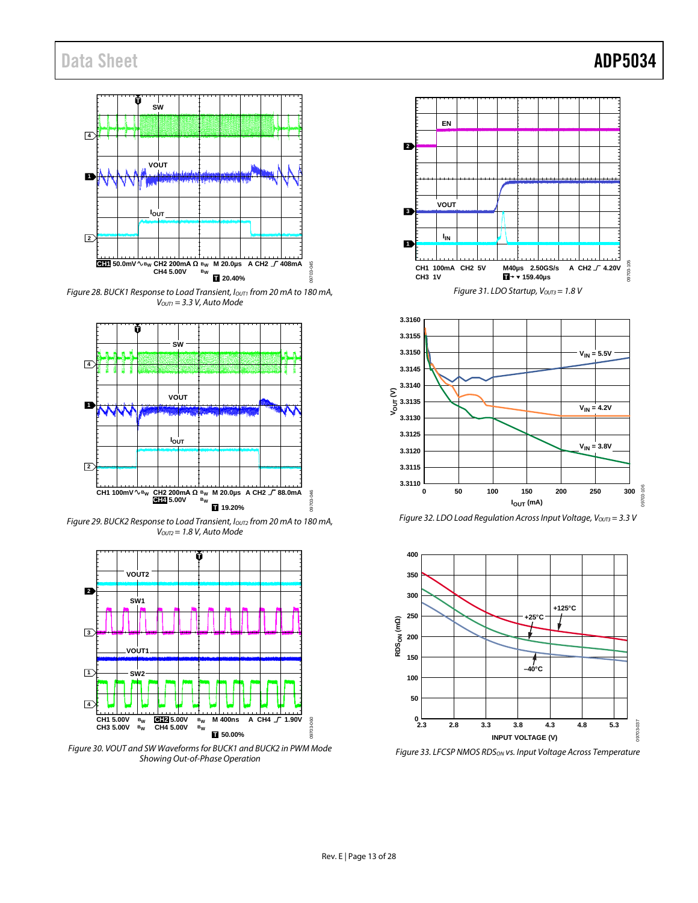Figure 28. BUCK1 Response to Load Transient, $I_{OUT1}$ from 20 mA to 180 mA, $V_{OUT1}$ = 3.3 V, Auto Mode

Figure 29. BUCK2 Response to Load Transient, $I_{OUT2}$ from 20 mA to 180 mA, $V_{OUT2}$ = 1.8 V, Auto Mode

Figure 30. VOUT and SW Waveforms for BUCK1 and BUCK2 in PWM Mode Showing Out-of-Phase Operation

Figure 31. LDO Startup, $V_{OUT3}$ = 1.8 V

Figure 32. LDO Load Regulation Across Input Voltage, $V_{OUT3}$ = 3.3 V

Figure 33. LFCSP NMOS $RDS_{ON}$ vs. Input Voltage Across Temperature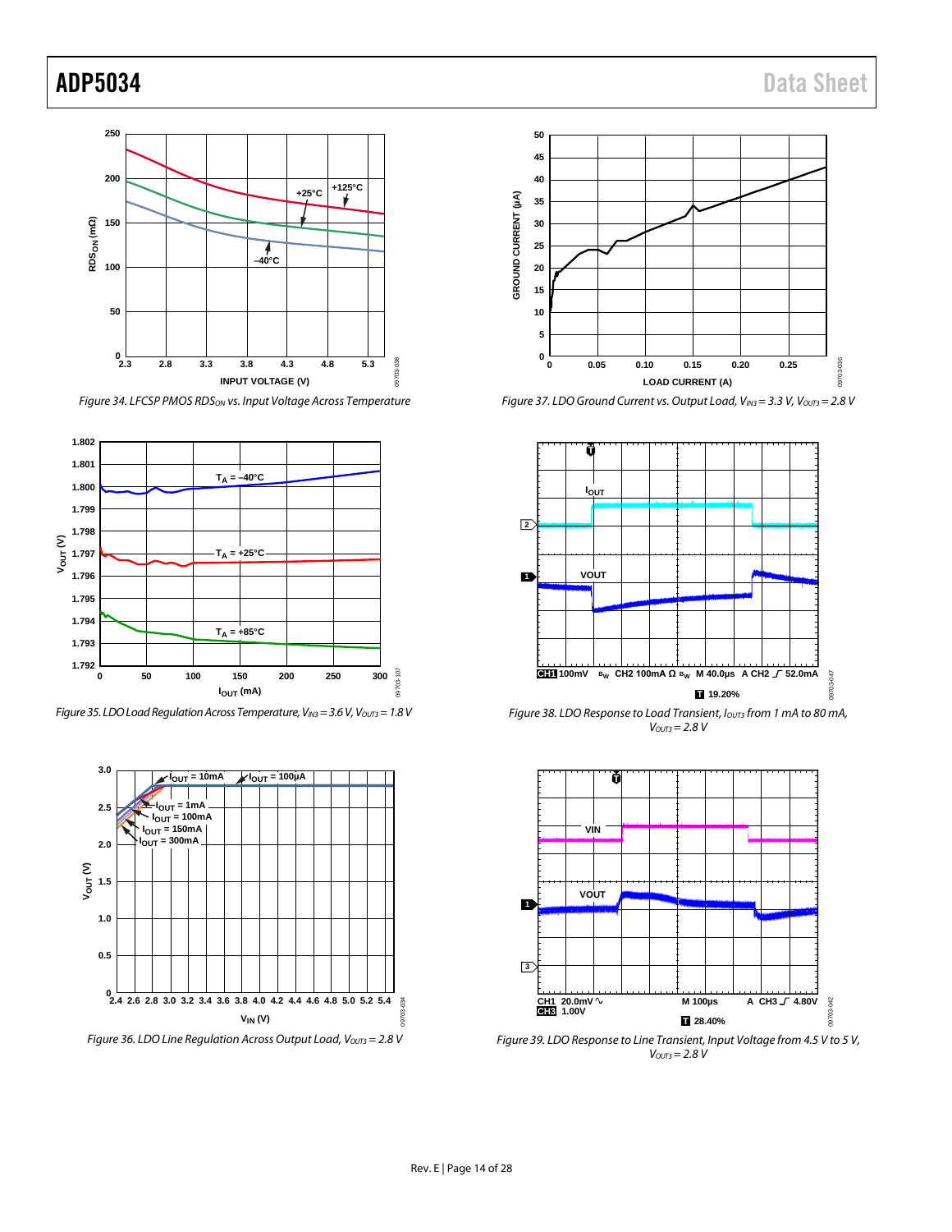Figure 34. LFCSP PMOS $RDS_{ON}$ vs. Input Voltage Across Temperature

Figure 35. LDO Load Regulation Across Temperature, $V_{IN3}$ = 3.6 V, $V_{OUT3}$ = 1.8 V

Figure 36. LDO Line Regulation Across Output Load, $V_{OUT3}$ = 2.8 V

Figure 37. LDO Ground Current vs. Output Load, $V_{IN3}$ = 3.3 V, $V_{OUT3}$ = 2.8 V

Figure 38. LDO Response to Load Transient, $I_{OUT3}$ from 1 mA to 80 mA, $V_{OUT3}$ = 2.8 V

Figure 39. LDO Response to Line Transient, Input Voltage from 4.5 V to 5 V, $V_{OUT3}$ = 2.8 V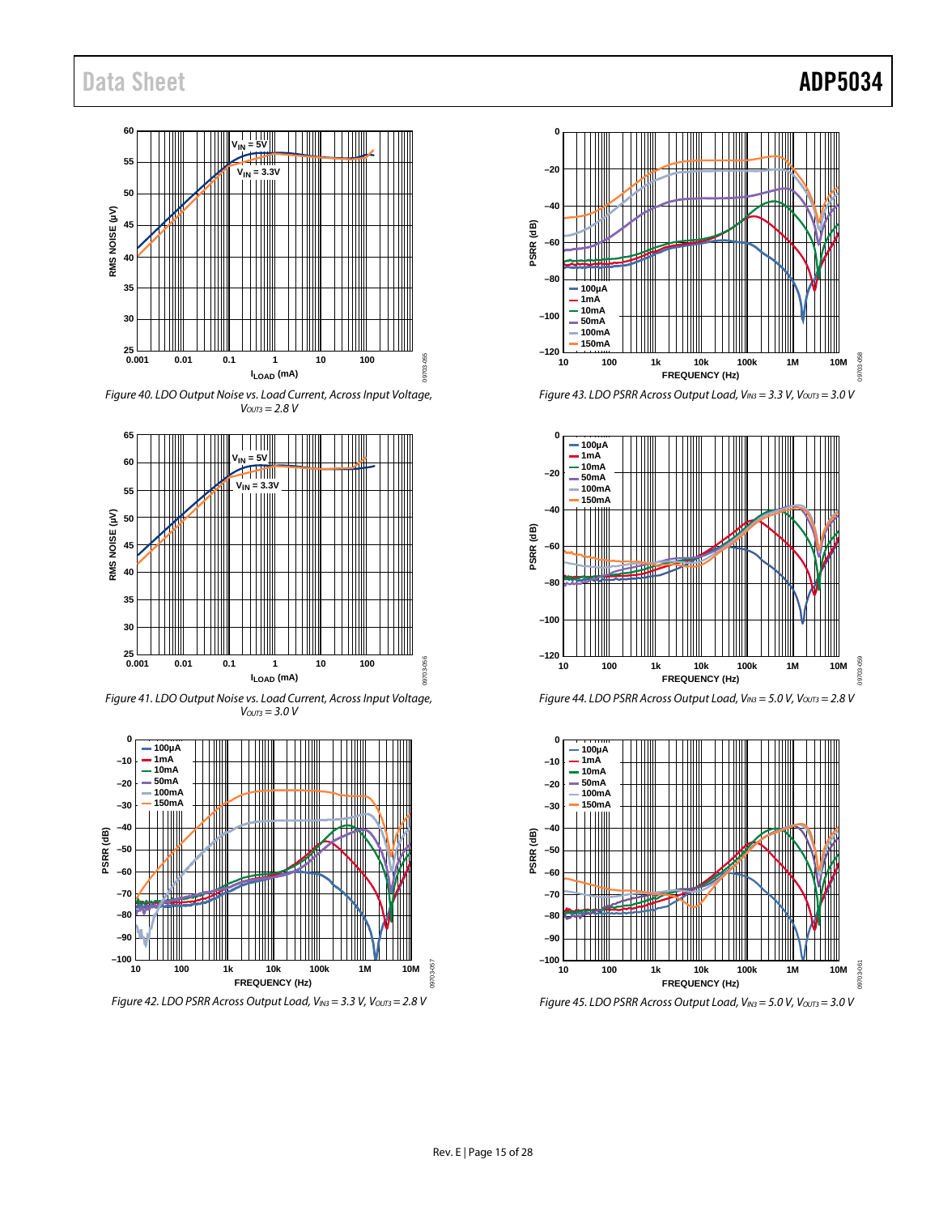Figure 40. LDO Output Noise vs. Load Current, Across Input Voltage, $V_{OUT3} = 2.8\ V$

Figure 41. LDO Output Noise vs. Load Current, Across Input Voltage, $V_{OUT3} = 3.0\ V$

Figure 42. LDO PSRR Across Output Load, $V_{IN3} = 3.3\ V$, $V_{OUT3} = 2.8\ V$

Figure 43. LDO PSRR Across Output Load, $V_{IN3} = 3.3\ V$, $V_{OUT3} = 3.0\ V$

Figure 44. LDO PSRR Across Output Load, $V_{IN3} = 5.0\ V$, $V_{OUT3} = 2.8\ V$

Figure 45. LDO PSRR Across Output Load, $V_{IN3} = 5.0\ V$, $V_{OUT3} = 3.0\ V$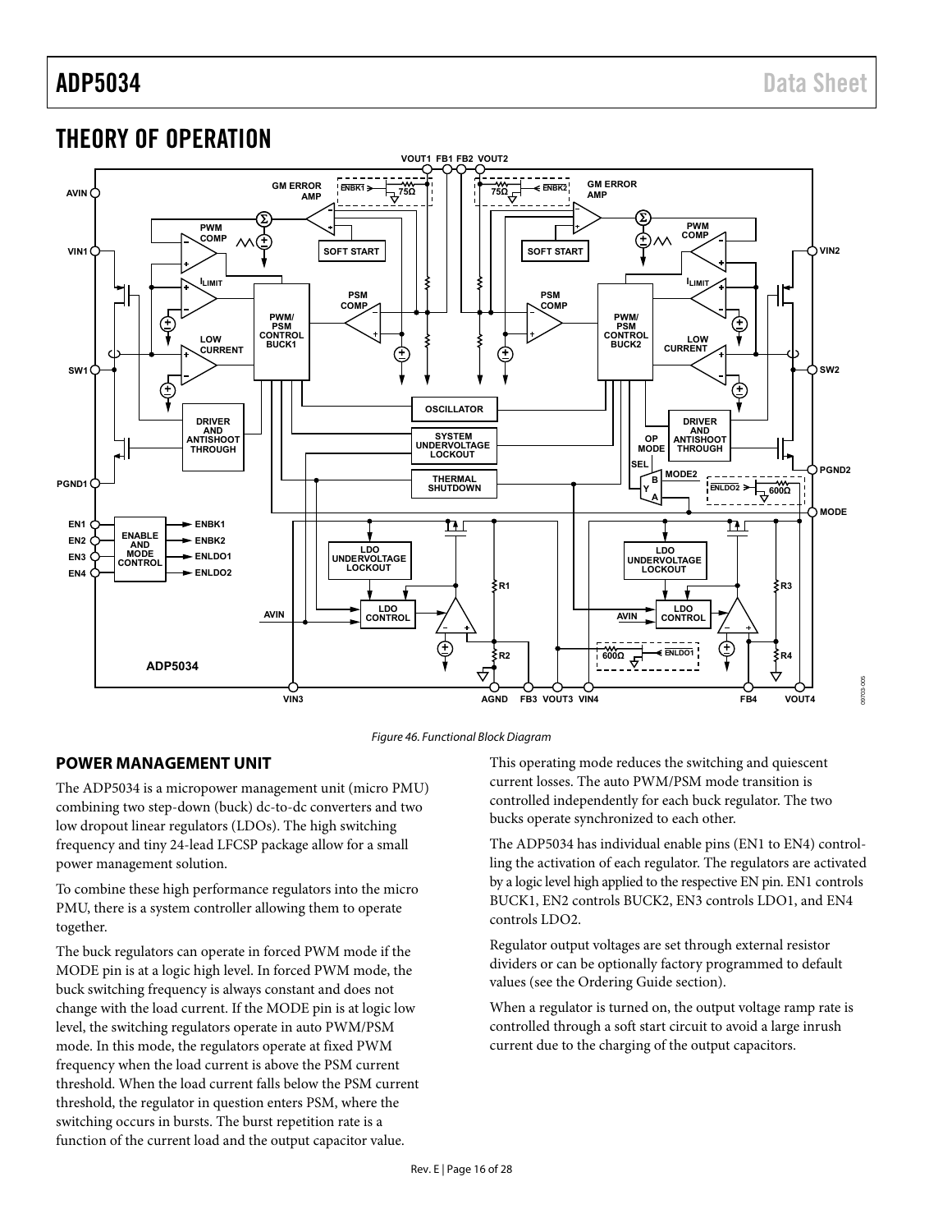# THEORY OF OPERATION

Figure 46. Functional Block Diagram

## POWER MANAGEMENT UNIT

The ADP5034 is a micropower management unit (micro PMU) combining two step-down (buck) dc-to-dc converters and two low dropout linear regulators (LDOs). The high switching frequency and tiny 24-lead LFCSP package allow for a small power management solution.

To combine these high performance regulators into the micro PMU, there is a system controller allowing them to operate together.

The buck regulators can operate in forced PWM mode if the MODE pin is at a logic high level. In forced PWM mode, the buck switching frequency is always constant and does not change with the load current. If the MODE pin is at logic low level, the switching regulators operate in auto PWM/PSM mode. In this mode, the regulators operate at fixed PWM frequency when the load current is above the PSM current threshold. When the load current falls below the PSM current threshold, the regulator in question enters PSM, where the switching occurs in bursts. The burst repetition rate is a function of the current load and the output capacitor value.

This operating mode reduces the switching and quiescent current losses. The auto PWM/PSM mode transition is controlled independently for each buck regulator. The two bucks operate synchronized to each other.

The ADP5034 has individual enable pins (EN1 to EN4) controlling the activation of each regulator. The regulators are activated by a logic level high applied to the respective EN pin. EN1 controls BUCK1, EN2 controls BUCK2, EN3 controls LDO1, and EN4 controls LDO2.

Regulator output voltages are set through external resistor dividers or can be optionally factory programmed to default values (see the Ordering Guide section).

When a regulator is turned on, the output voltage ramp rate is controlled through a soft start circuit to avoid a large inrush current due to the charging of the output capacitors.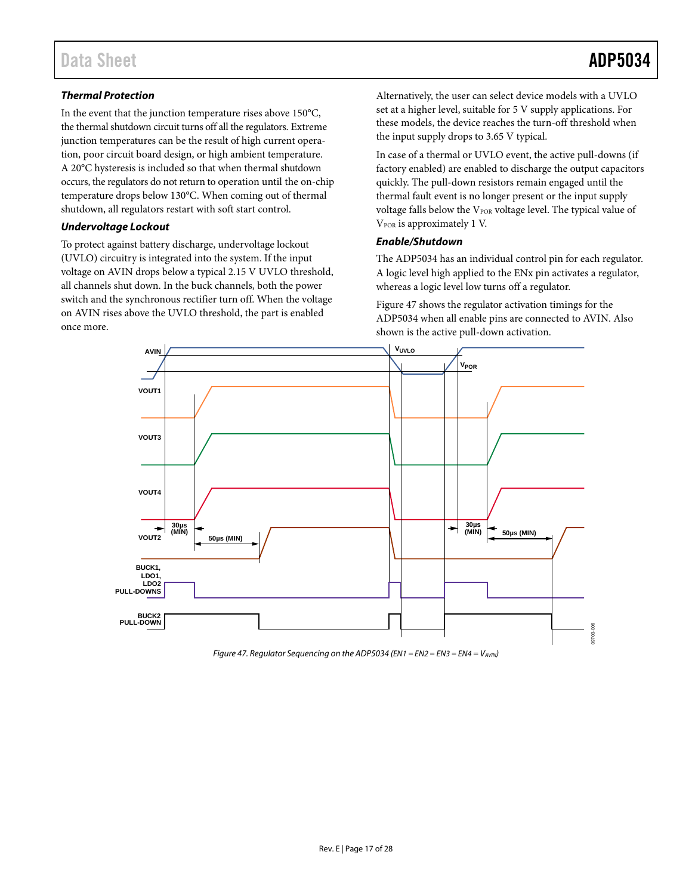### Thermal Protection

In the event that the junction temperature rises above 150°C, the thermal shutdown circuit turns off all the regulators. Extreme junction temperatures can be the result of high current operation, poor circuit board design, or high ambient temperature. A 20°C hysteresis is included so that when thermal shutdown occurs, the regulators do not return to operation until the on-chip temperature drops below 130°C. When coming out of thermal shutdown, all regulators restart with soft start control.

### Undervoltage Lockout

To protect against battery discharge, undervoltage lockout (UVLO) circuitry is integrated into the system. If the input voltage on AVIN drops below a typical 2.15 V UVLO threshold, all channels shut down. In the buck channels, both the power switch and the synchronous rectifier turn off. When the voltage on AVIN rises above the UVLO threshold, the part is enabled once more.

Alternatively, the user can select device models with a UVLO set at a higher level, suitable for 5 V supply applications. For these models, the device reaches the turn-off threshold when the input supply drops to 3.65 V typical.

In case of a thermal or UVLO event, the active pull-downs (if factory enabled) are enabled to discharge the output capacitors quickly. The pull-down resistors remain engaged until the thermal fault event is no longer present or the input supply voltage falls below the $V_{POR}$ voltage level. The typical value of $V_{POR}$ is approximately 1 V.

### Enable/Shutdown

The ADP5034 has an individual control pin for each regulator. A logic level high applied to the ENx pin activates a regulator, whereas a logic level low turns off a regulator.

Figure 47 shows the regulator activation timings for the ADP5034 when all enable pins are connected to AVIN. Also shown is the active pull-down activation.

Figure 47. Regulator Sequencing on the ADP5034 (EN1 = EN2 = EN3 = EN4 = $V_{AVIN}$)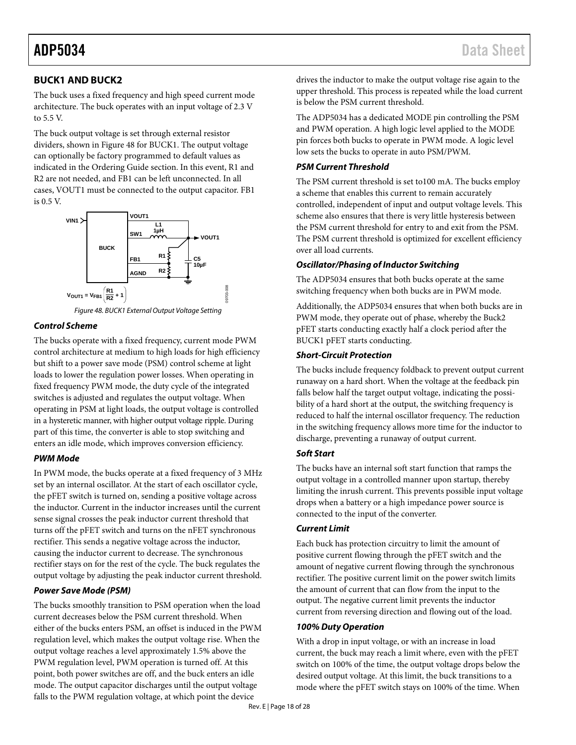## BUCK1 AND BUCK2

The buck uses a fixed frequency and high speed current mode architecture. The buck operates with an input voltage of 2.3 V to 5.5 V.

The buck output voltage is set through external resistor dividers, shown in Figure 48 for BUCK1. The output voltage can optionally be factory programmed to default values as indicated in the Ordering Guide section. In this event, R1 and R2 are not needed, and FB1 can be left unconnected. In all cases, VOUT1 must be connected to the output capacitor. FB1 is 0.5 V.

$$V_{OUT1} = V_{FB1}\left(\frac{R1}{R2} + 1\right)$$

Figure 48. BUCK1 External Output Voltage Setting

### Control Scheme

The bucks operate with a fixed frequency, current mode PWM control architecture at medium to high loads for high efficiency but shift to a power save mode (PSM) control scheme at light loads to lower the regulation power losses. When operating in fixed frequency PWM mode, the duty cycle of the integrated switches is adjusted and regulates the output voltage. When operating in PSM at light loads, the output voltage is controlled in a hysteretic manner, with higher output voltage ripple. During part of this time, the converter is able to stop switching and enters an idle mode, which improves conversion efficiency.

### PWM Mode

In PWM mode, the bucks operate at a fixed frequency of 3 MHz set by an internal oscillator. At the start of each oscillator cycle, the pFET switch is turned on, sending a positive voltage across the inductor. Current in the inductor increases until the current sense signal crosses the peak inductor current threshold that turns off the pFET switch and turns on the nFET synchronous rectifier. This sends a negative voltage across the inductor, causing the inductor current to decrease. The synchronous rectifier stays on for the rest of the cycle. The buck regulates the output voltage by adjusting the peak inductor current threshold.

### Power Save Mode (PSM)

The bucks smoothly transition to PSM operation when the load current decreases below the PSM current threshold. When either of the bucks enters PSM, an offset is induced in the PWM regulation level, which makes the output voltage rise. When the output voltage reaches a level approximately 1.5% above the PWM regulation level, PWM operation is turned off. At this point, both power switches are off, and the buck enters an idle mode. The output capacitor discharges until the output voltage falls to the PWM regulation voltage, at which point the device drives the inductor to make the output voltage rise again to the upper threshold. This process is repeated while the load current is below the PSM current threshold.

The ADP5034 has a dedicated MODE pin controlling the PSM and PWM operation. A high logic level applied to the MODE pin forces both bucks to operate in PWM mode. A logic level low sets the bucks to operate in auto PSM/PWM.

### PSM Current Threshold

The PSM current threshold is set to100 mA. The bucks employ a scheme that enables this current to remain accurately controlled, independent of input and output voltage levels. This scheme also ensures that there is very little hysteresis between the PSM current threshold for entry to and exit from the PSM. The PSM current threshold is optimized for excellent efficiency over all load currents.

### Oscillator/Phasing of Inductor Switching

The ADP5034 ensures that both bucks operate at the same switching frequency when both bucks are in PWM mode.

Additionally, the ADP5034 ensures that when both bucks are in PWM mode, they operate out of phase, whereby the Buck2 pFET starts conducting exactly half a clock period after the BUCK1 pFET starts conducting.

### Short-Circuit Protection

The bucks include frequency foldback to prevent output current runaway on a hard short. When the voltage at the feedback pin falls below half the target output voltage, indicating the possibility of a hard short at the output, the switching frequency is reduced to half the internal oscillator frequency. The reduction in the switching frequency allows more time for the inductor to discharge, preventing a runaway of output current.

### Soft Start

The bucks have an internal soft start function that ramps the output voltage in a controlled manner upon startup, thereby limiting the inrush current. This prevents possible input voltage drops when a battery or a high impedance power source is connected to the input of the converter.

### Current Limit

Each buck has protection circuitry to limit the amount of positive current flowing through the pFET switch and the amount of negative current flowing through the synchronous rectifier. The positive current limit on the power switch limits the amount of current that can flow from the input to the output. The negative current limit prevents the inductor current from reversing direction and flowing out of the load.

### 100% Duty Operation

With a drop in input voltage, or with an increase in load current, the buck may reach a limit where, even with the pFET switch on 100% of the time, the output voltage drops below the desired output voltage. At this limit, the buck transitions to a mode where the pFET switch stays on 100% of the time. When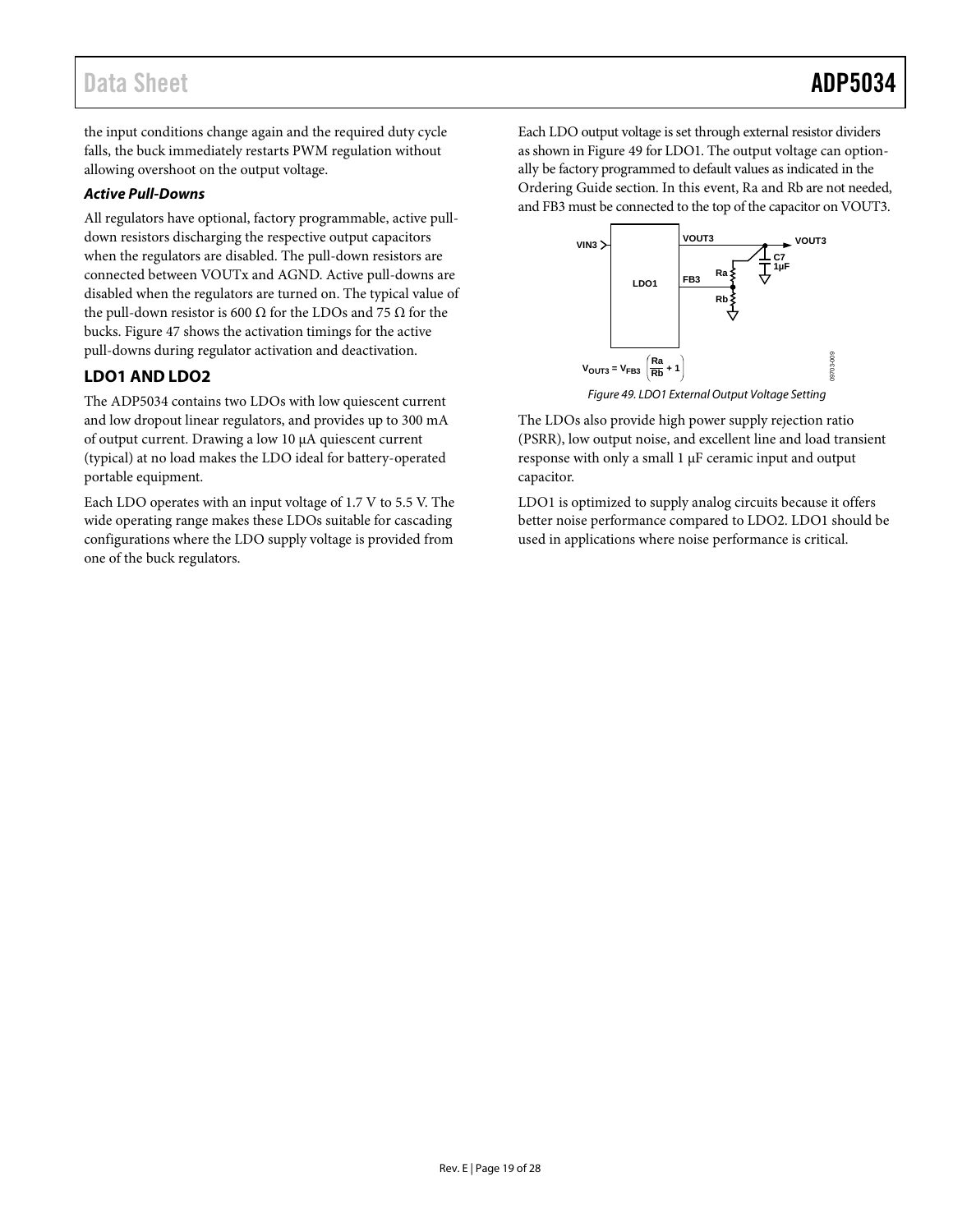the input conditions change again and the required duty cycle falls, the buck immediately restarts PWM regulation without allowing overshoot on the output voltage.

### *Active Pull-Downs*

All regulators have optional, factory programmable, active pull-down resistors discharging the respective output capacitors when the regulators are disabled. The pull-down resistors are connected between VOUTx and AGND. Active pull-downs are disabled when the regulators are turned on. The typical value of the pull-down resistor is 600 Ω for the LDOs and 75 Ω for the bucks. Figure 47 shows the activation timings for the active pull-downs during regulator activation and deactivation.

## LDO1 AND LDO2

The ADP5034 contains two LDOs with low quiescent current and low dropout linear regulators, and provides up to 300 mA of output current. Drawing a low 10 μA quiescent current (typical) at no load makes the LDO ideal for battery-operated portable equipment.

Each LDO operates with an input voltage of 1.7 V to 5.5 V. The wide operating range makes these LDOs suitable for cascading configurations where the LDO supply voltage is provided from one of the buck regulators.

Each LDO output voltage is set through external resistor dividers as shown in Figure 49 for LDO1. The output voltage can optionally be factory programmed to default values as indicated in the Ordering Guide section. In this event, Ra and Rb are not needed, and FB3 must be connected to the top of the capacitor on VOUT3.

$$V_{OUT3} = V_{FB3}\left(\frac{Ra}{Rb} + 1\right)$$

*Figure 49. LDO1 External Output Voltage Setting*

The LDOs also provide high power supply rejection ratio (PSRR), low output noise, and excellent line and load transient response with only a small 1 μF ceramic input and output capacitor.

LDO1 is optimized to supply analog circuits because it offers better noise performance compared to LDO2. LDO1 should be used in applications where noise performance is critical.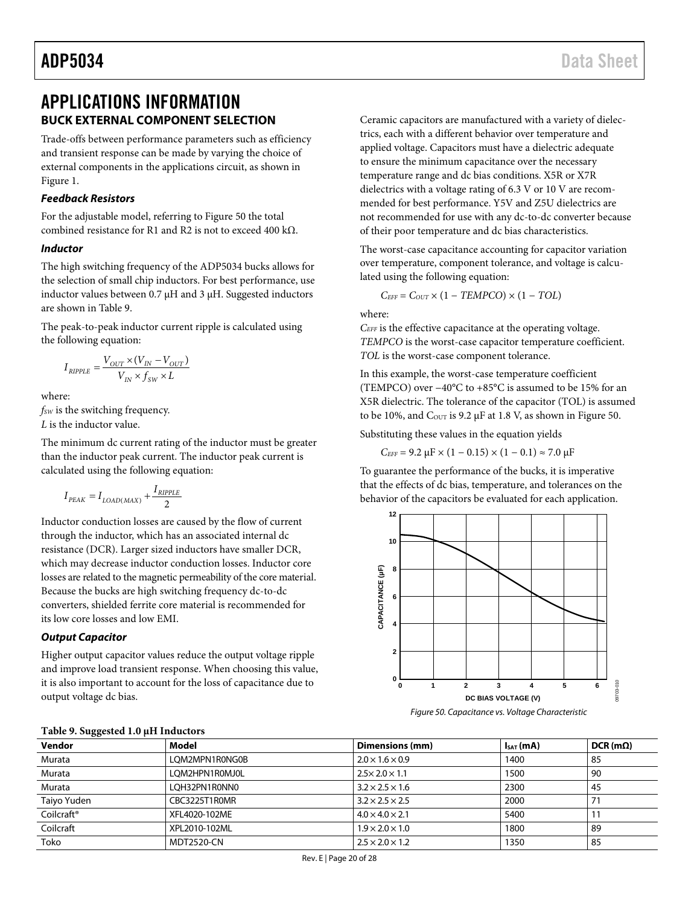# APPLICATIONS INFORMATION

## BUCK EXTERNAL COMPONENT SELECTION

Trade-offs between performance parameters such as efficiency and transient response can be made by varying the choice of external components in the applications circuit, as shown in Figure 1.

### *Feedback Resistors*

For the adjustable model, referring to Figure 50 the total combined resistance for R1 and R2 is not to exceed 400 kΩ.

### *Inductor*

The high switching frequency of the ADP5034 bucks allows for the selection of small chip inductors. For best performance, use inductor values between 0.7 μH and 3 μH. Suggested inductors are shown in Table 9.

The peak-to-peak inductor current ripple is calculated using the following equation:

$$I_{RIPPLE} = \frac{V_{OUT} \times (V_{IN} - V_{OUT})}{V_{IN} \times f_{SW} \times L}$$

where:
$f_{SW}$ is the switching frequency.
$L$ is the inductor value.

The minimum dc current rating of the inductor must be greater than the inductor peak current. The inductor peak current is calculated using the following equation:

$$I_{PEAK} = I_{LOAD(MAX)} + \frac{I_{RIPPLE}}{2}$$

Inductor conduction losses are caused by the flow of current through the inductor, which has an associated internal dc resistance (DCR). Larger sized inductors have smaller DCR, which may decrease inductor conduction losses. Inductor core losses are related to the magnetic permeability of the core material. Because the bucks are high switching frequency dc-to-dc converters, shielded ferrite core material is recommended for its low core losses and low EMI.

### *Output Capacitor*

Higher output capacitor values reduce the output voltage ripple and improve load transient response. When choosing this value, it is also important to account for the loss of capacitance due to output voltage dc bias.

Ceramic capacitors are manufactured with a variety of dielectrics, each with a different behavior over temperature and applied voltage. Capacitors must have a dielectric adequate to ensure the minimum capacitance over the necessary temperature range and dc bias conditions. X5R or X7R dielectrics with a voltage rating of 6.3 V or 10 V are recommended for best performance. Y5V and Z5U dielectrics are not recommended for use with any dc-to-dc converter because of their poor temperature and dc bias characteristics.

The worst-case capacitance accounting for capacitor variation over temperature, component tolerance, and voltage is calculated using the following equation:

$$C_{EFF} = C_{OUT} \times (1 - TEMPCO) \times (1 - TOL)$$

where:
$C_{EFF}$ is the effective capacitance at the operating voltage.
*TEMPCO* is the worst-case capacitor temperature coefficient.
*TOL* is the worst-case component tolerance.

In this example, the worst-case temperature coefficient (TEMPCO) over −40°C to +85°C is assumed to be 15% for an X5R dielectric. The tolerance of the capacitor (TOL) is assumed to be 10%, and $C_{OUT}$ is 9.2 μF at 1.8 V, as shown in Figure 50.

Substituting these values in the equation yields

$$C_{EFF} = 9.2\ \mu F \times (1 - 0.15) \times (1 - 0.1) \approx 7.0\ \mu F$$

To guarantee the performance of the bucks, it is imperative that the effects of dc bias, temperature, and tolerances on the behavior of the capacitors be evaluated for each application.

*Figure 50. Capacitance vs. Voltage Characteristic*

**Table 9. Suggested 1.0 μH Inductors**

| Vendor | Model | Dimensions (mm) | $I_{SAT}$ (mA) | DCR (mΩ) |
|---|---|---|---|---|
| Murata | LQM2MPN1R0NG0B | 2.0 × 1.6 × 0.9 | 1400 | 85 |
| Murata | LQM2HPN1R0MJ0L | 2.5× 2.0 × 1.1 | 1500 | 90 |
| Murata | LQH32PN1R0NN0 | 3.2 × 2.5 × 1.6 | 2300 | 45 |
| Taiyo Yuden | CBC3225T1R0MR | 3.2 × 2.5 × 2.5 | 2000 | 71 |
| Coilcraft® | XFL4020-102ME | 4.0 × 4.0 × 2.1 | 5400 | 11 |
| Coilcraft | XPL2010-102ML | 1.9 × 2.0 × 1.0 | 1800 | 89 |
| Toko | MDT2520-CN | 2.5 × 2.0 × 1.2 | 1350 | 85 |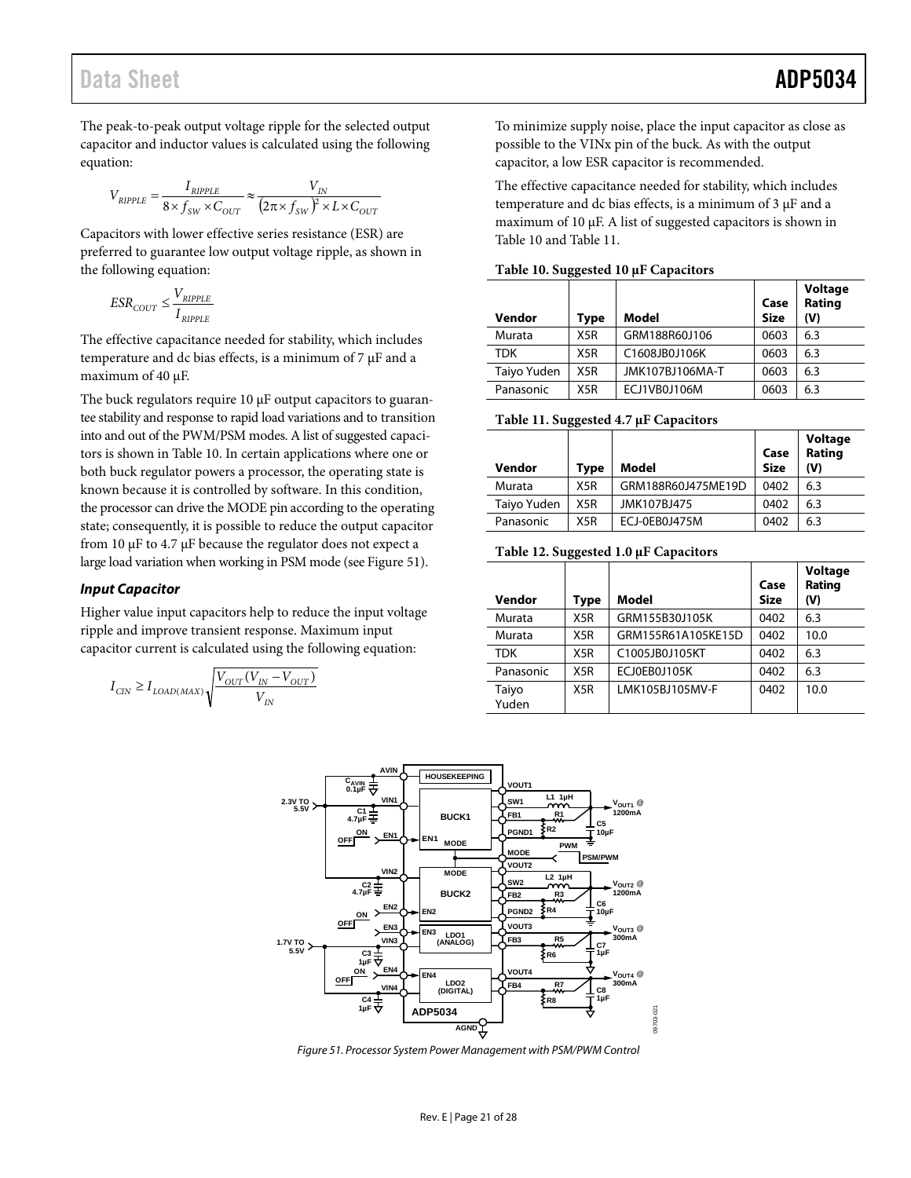The peak-to-peak output voltage ripple for the selected output capacitor and inductor values is calculated using the following equation:

$$V_{RIPPLE} = \frac{I_{RIPPLE}}{8 \times f_{SW} \times C_{OUT}} \approx \frac{V_{IN}}{(2\pi \times f_{SW})^2 \times L \times C_{OUT}}$$

Capacitors with lower effective series resistance (ESR) are preferred to guarantee low output voltage ripple, as shown in the following equation:

$$ESR_{COUT} \leq \frac{V_{RIPPLE}}{I_{RIPPLE}}$$

The effective capacitance needed for stability, which includes temperature and dc bias effects, is a minimum of 7 µF and a maximum of 40 µF.

The buck regulators require 10 µF output capacitors to guarantee stability and response to rapid load variations and to transition into and out of the PWM/PSM modes. A list of suggested capacitors is shown in Table 10. In certain applications where one or both buck regulator powers a processor, the operating state is known because it is controlled by software. In this condition, the processor can drive the MODE pin according to the operating state; consequently, it is possible to reduce the output capacitor from 10 µF to 4.7 µF because the regulator does not expect a large load variation when working in PSM mode (see Figure 51).

### *Input Capacitor*

Higher value input capacitors help to reduce the input voltage ripple and improve transient response. Maximum input capacitor current is calculated using the following equation:

$$I_{CIN} \geq I_{LOAD(MAX)} \sqrt{\frac{V_{OUT}(V_{IN} - V_{OUT})}{V_{IN}}}$$

To minimize supply noise, place the input capacitor as close as possible to the VINx pin of the buck. As with the output capacitor, a low ESR capacitor is recommended.

The effective capacitance needed for stability, which includes temperature and dc bias effects, is a minimum of 3 µF and a maximum of 10 µF. A list of suggested capacitors is shown in Table 10 and Table 11.

**Table 10. Suggested 10 µF Capacitors**

| Vendor | Type | Model | Case Size | Voltage Rating (V) |
|---|---|---|---|---|
| Murata | X5R | GRM188R60J106 | 0603 | 6.3 |
| TDK | X5R | C1608JB0J106K | 0603 | 6.3 |
| Taiyo Yuden | X5R | JMK107BJ106MA-T | 0603 | 6.3 |
| Panasonic | X5R | ECJ1VB0J106M | 0603 | 6.3 |

**Table 11. Suggested 4.7 µF Capacitors**

| Vendor | Type | Model | Case Size | Voltage Rating (V) |
|---|---|---|---|---|
| Murata | X5R | GRM188R60J475ME19D | 0402 | 6.3 |
| Taiyo Yuden | X5R | JMK107BJ475 | 0402 | 6.3 |
| Panasonic | X5R | ECJ-0EB0J475M | 0402 | 6.3 |

**Table 12. Suggested 1.0 µF Capacitors**

| Vendor | Type | Model | Case Size | Voltage Rating (V) |
|---|---|---|---|---|
| Murata | X5R | GRM155B30J105K | 0402 | 6.3 |
| Murata | X5R | GRM155R61A105KE15D | 0402 | 10.0 |
| TDK | X5R | C1005JB0J105KT | 0402 | 6.3 |
| Panasonic | X5R | ECJ0EB0J105K | 0402 | 6.3 |
| Taiyo Yuden | X5R | LMK105BJ105MV-F | 0402 | 10.0 |

*Figure 51. Processor System Power Management with PSM/PWM Control*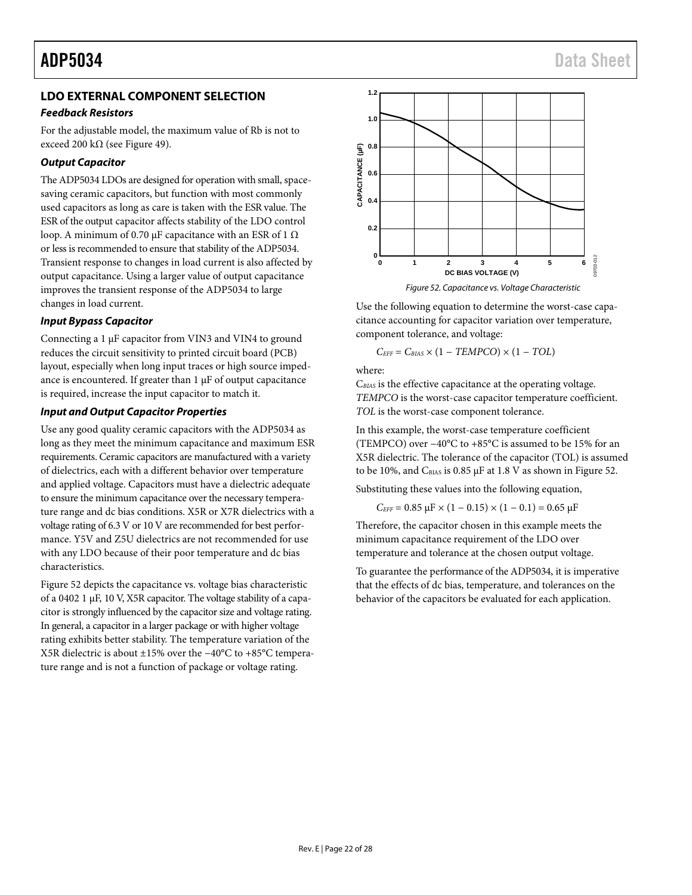## LDO EXTERNAL COMPONENT SELECTION

### *Feedback Resistors*

For the adjustable model, the maximum value of Rb is not to exceed 200 kΩ (see Figure 49).

### *Output Capacitor*

The ADP5034 LDOs are designed for operation with small, space-saving ceramic capacitors, but function with most commonly used capacitors as long as care is taken with the ESR value. The ESR of the output capacitor affects stability of the LDO control loop. A minimum of 0.70 µF capacitance with an ESR of 1 Ω or less is recommended to ensure that stability of the ADP5034. Transient response to changes in load current is also affected by output capacitance. Using a larger value of output capacitance improves the transient response of the ADP5034 to large changes in load current.

### *Input Bypass Capacitor*

Connecting a 1 µF capacitor from VIN3 and VIN4 to ground reduces the circuit sensitivity to printed circuit board (PCB) layout, especially when long input traces or high source impedance is encountered. If greater than 1 µF of output capacitance is required, increase the input capacitor to match it.

### *Input and Output Capacitor Properties*

Use any good quality ceramic capacitors with the ADP5034 as long as they meet the minimum capacitance and maximum ESR requirements. Ceramic capacitors are manufactured with a variety of dielectrics, each with a different behavior over temperature and applied voltage. Capacitors must have a dielectric adequate to ensure the minimum capacitance over the necessary temperature range and dc bias conditions. X5R or X7R dielectrics with a voltage rating of 6.3 V or 10 V are recommended for best performance. Y5V and Z5U dielectrics are not recommended for use with any LDO because of their poor temperature and dc bias characteristics.

Figure 52 depicts the capacitance vs. voltage bias characteristic of a 0402 1 µF, 10 V, X5R capacitor. The voltage stability of a capacitor is strongly influenced by the capacitor size and voltage rating. In general, a capacitor in a larger package or with higher voltage rating exhibits better stability. The temperature variation of the X5R dielectric is about ±15% over the −40°C to +85°C temperature range and is not a function of package or voltage rating.

*Figure 52. Capacitance vs. Voltage Characteristic*

Use the following equation to determine the worst-case capacitance accounting for capacitor variation over temperature, component tolerance, and voltage:

$$C_{EFF} = C_{BIAS} \times (1 - TEMPCO) \times (1 - TOL)$$

where:
$C_{BIAS}$ is the effective capacitance at the operating voltage.
*TEMPCO* is the worst-case capacitor temperature coefficient.
*TOL* is the worst-case component tolerance.

In this example, the worst-case temperature coefficient (TEMPCO) over −40°C to +85°C is assumed to be 15% for an X5R dielectric. The tolerance of the capacitor (TOL) is assumed to be 10%, and $C_{BIAS}$ is 0.85 µF at 1.8 V as shown in Figure 52.

Substituting these values into the following equation,

$$C_{EFF} = 0.85\ \mu F \times (1 - 0.15) \times (1 - 0.1) = 0.65\ \mu F$$

Therefore, the capacitor chosen in this example meets the minimum capacitance requirement of the LDO over temperature and tolerance at the chosen output voltage.

To guarantee the performance of the ADP5034, it is imperative that the effects of dc bias, temperature, and tolerances on the behavior of the capacitors be evaluated for each application.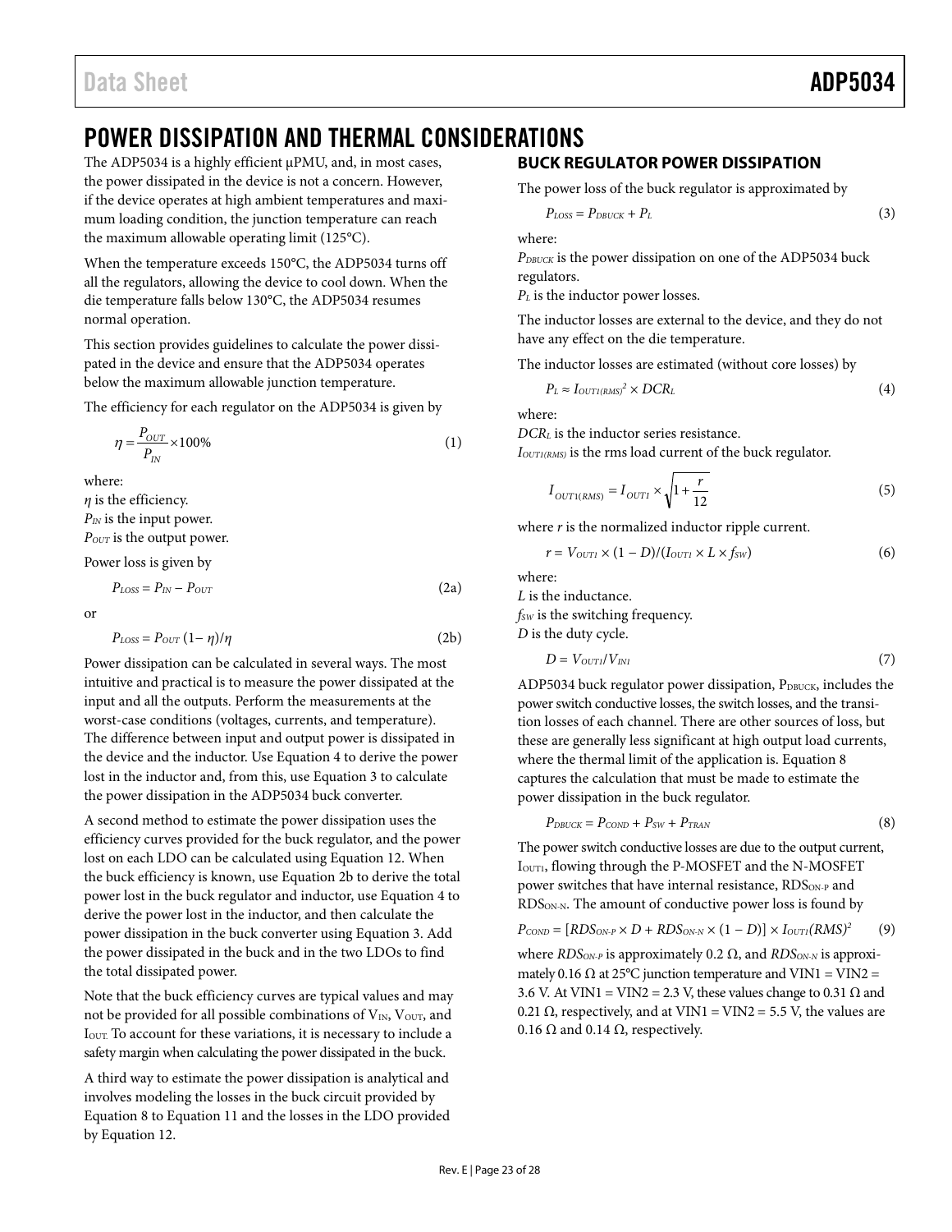# POWER DISSIPATION AND THERMAL CONSIDERATIONS

The ADP5034 is a highly efficient μPMU, and, in most cases, the power dissipated in the device is not a concern. However, if the device operates at high ambient temperatures and maximum loading condition, the junction temperature can reach the maximum allowable operating limit (125°C).

When the temperature exceeds 150°C, the ADP5034 turns off all the regulators, allowing the device to cool down. When the die temperature falls below 130°C, the ADP5034 resumes normal operation.

This section provides guidelines to calculate the power dissipated in the device and ensure that the ADP5034 operates below the maximum allowable junction temperature.

The efficiency for each regulator on the ADP5034 is given by

$$\eta = \frac{P_{OUT}}{P_{IN}} \times 100\% \quad (1)$$

where:
$\eta$ is the efficiency.
$P_{IN}$ is the input power.
$P_{OUT}$ is the output power.

Power loss is given by

$$P_{LOSS} = P_{IN} - P_{OUT} \quad (2a)$$

or

$$P_{LOSS} = P_{OUT} (1 - \eta)/\eta \quad (2b)$$

Power dissipation can be calculated in several ways. The most intuitive and practical is to measure the power dissipated at the input and all the outputs. Perform the measurements at the worst-case conditions (voltages, currents, and temperature). The difference between input and output power is dissipated in the device and the inductor. Use Equation 4 to derive the power lost in the inductor and, from this, use Equation 3 to calculate the power dissipation in the ADP5034 buck converter.

A second method to estimate the power dissipation uses the efficiency curves provided for the buck regulator, and the power lost on each LDO can be calculated using Equation 12. When the buck efficiency is known, use Equation 2b to derive the total power lost in the buck regulator and inductor, use Equation 4 to derive the power lost in the inductor, and then calculate the power dissipation in the buck converter using Equation 3. Add the power dissipated in the buck and in the two LDOs to find the total dissipated power.

Note that the buck efficiency curves are typical values and may not be provided for all possible combinations of $V_{IN}$, $V_{OUT}$, and $I_{OUT}$. To account for these variations, it is necessary to include a safety margin when calculating the power dissipated in the buck.

A third way to estimate the power dissipation is analytical and involves modeling the losses in the buck circuit provided by Equation 8 to Equation 11 and the losses in the LDO provided by Equation 12.

## BUCK REGULATOR POWER DISSIPATION

The power loss of the buck regulator is approximated by

$$P_{LOSS} = P_{DBUCK} + P_L \quad (3)$$

where:
$P_{DBUCK}$ is the power dissipation on one of the ADP5034 buck regulators.
$P_L$ is the inductor power losses.

The inductor losses are external to the device, and they do not have any effect on the die temperature.

The inductor losses are estimated (without core losses) by

$$P_L \approx I_{OUT1(RMS)}^2 \times DCR_L \quad (4)$$

where:
$DCR_L$ is the inductor series resistance.
$I_{OUT1(RMS)}$ is the rms load current of the buck regulator.

$$I_{OUT1(RMS)} = I_{OUT1} \times \sqrt{1 + \frac{r}{12}} \quad (5)$$

where $r$ is the normalized inductor ripple current.

$$r = V_{OUT1} \times (1 - D)/(I_{OUT1} \times L \times f_{SW}) \quad (6)$$

where:
$L$ is the inductance.
$f_{SW}$ is the switching frequency.
$D$ is the duty cycle.

$$D = V_{OUT1}/V_{IN1} \quad (7)$$

ADP5034 buck regulator power dissipation, $P_{DBUCK}$, includes the power switch conductive losses, the switch losses, and the transition losses of each channel. There are other sources of loss, but these are generally less significant at high output load currents, where the thermal limit of the application is. Equation 8 captures the calculation that must be made to estimate the power dissipation in the buck regulator.

$$P_{DBUCK} = P_{COND} + P_{SW} + P_{TRAN} \quad (8)$$

The power switch conductive losses are due to the output current, $I_{OUT1}$, flowing through the P-MOSFET and the N-MOSFET power switches that have internal resistance, $RDS_{ON-P}$ and $RDS_{ON-N}$. The amount of conductive power loss is found by

$$P_{COND} = [RDS_{ON-P} \times D + RDS_{ON-N} \times (1 - D)] \times I_{OUT1}(RMS)^2 \quad (9)$$

where $RDS_{ON-P}$ is approximately 0.2 Ω, and $RDS_{ON-N}$ is approximately 0.16 Ω at 25°C junction temperature and VIN1 = VIN2 = 3.6 V. At VIN1 = VIN2 = 2.3 V, these values change to 0.31 Ω and 0.21 Ω, respectively, and at VIN1 = VIN2 = 5.5 V, the values are 0.16 Ω and 0.14 Ω, respectively.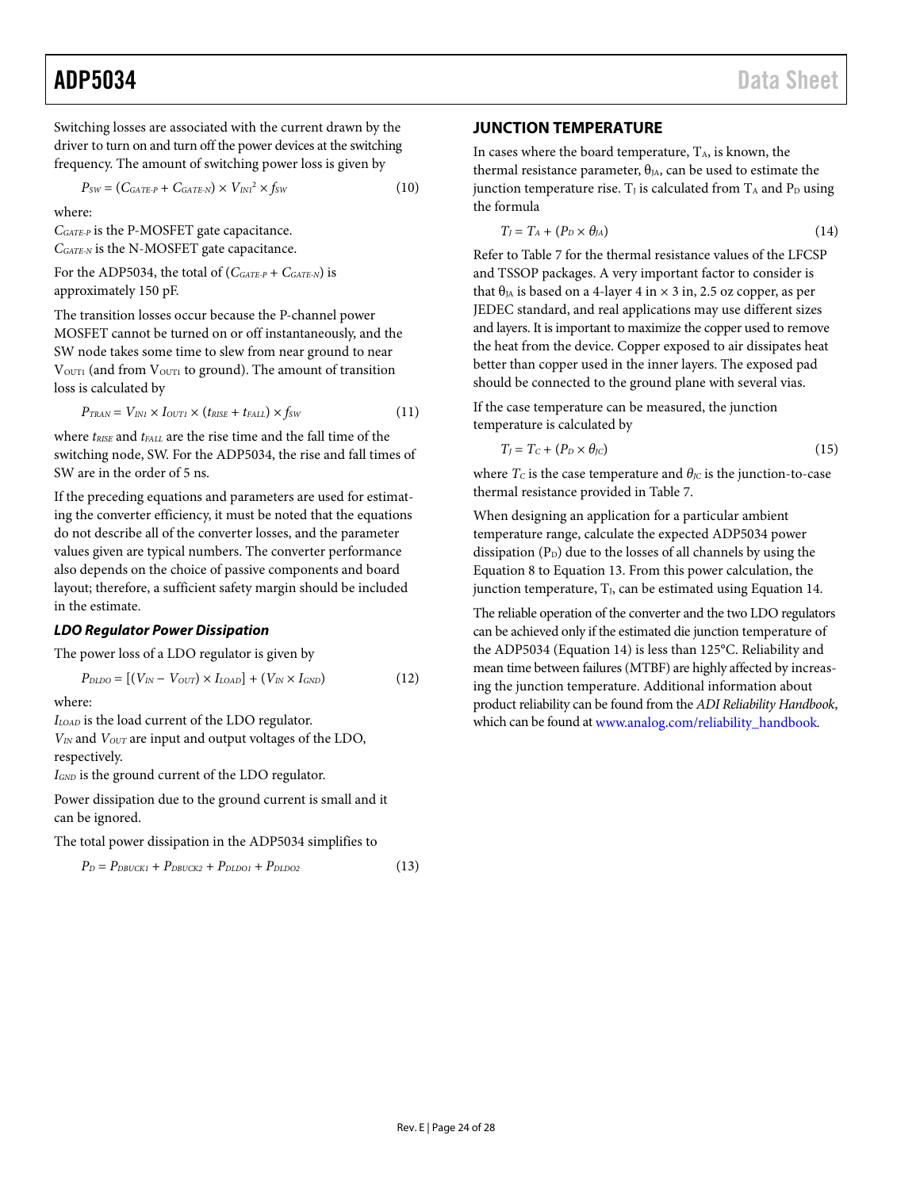Switching losses are associated with the current drawn by the driver to turn on and turn off the power devices at the switching frequency. The amount of switching power loss is given by

$$P_{SW} = (C_{GATE\text{-}P} + C_{GATE\text{-}N}) \times V_{IN1}^2 \times f_{SW} \tag{10}$$

where:
$C_{GATE\text{-}P}$ is the P-MOSFET gate capacitance.
$C_{GATE\text{-}N}$ is the N-MOSFET gate capacitance.

For the ADP5034, the total of ($C_{GATE\text{-}P} + C_{GATE\text{-}N}$) is approximately 150 pF.

The transition losses occur because the P-channel power MOSFET cannot be turned on or off instantaneously, and the SW node takes some time to slew from near ground to near $V_{OUT1}$ (and from $V_{OUT1}$ to ground). The amount of transition loss is calculated by

$$P_{TRAN} = V_{IN1} \times I_{OUT1} \times (t_{RISE} + t_{FALL}) \times f_{SW} \tag{11}$$

where $t_{RISE}$ and $t_{FALL}$ are the rise time and the fall time of the switching node, SW. For the ADP5034, the rise and fall times of SW are in the order of 5 ns.

If the preceding equations and parameters are used for estimating the converter efficiency, it must be noted that the equations do not describe all of the converter losses, and the parameter values given are typical numbers. The converter performance also depends on the choice of passive components and board layout; therefore, a sufficient safety margin should be included in the estimate.

### *LDO Regulator Power Dissipation*

The power loss of a LDO regulator is given by

$$P_{DLDO} = [(V_{IN} - V_{OUT}) \times I_{LOAD}] + (V_{IN} \times I_{GND}) \tag{12}$$

where:
$I_{LOAD}$ is the load current of the LDO regulator.
$V_{IN}$ and $V_{OUT}$ are input and output voltages of the LDO, respectively.
$I_{GND}$ is the ground current of the LDO regulator.

Power dissipation due to the ground current is small and it can be ignored.

The total power dissipation in the ADP5034 simplifies to

$$P_D = P_{DBUCK1} + P_{DBUCK2} + P_{DLDO1} + P_{DLDO2} \tag{13}$$

## JUNCTION TEMPERATURE

In cases where the board temperature, $T_A$, is known, the thermal resistance parameter, $\theta_{JA}$, can be used to estimate the junction temperature rise. $T_J$ is calculated from $T_A$ and $P_D$ using the formula

$$T_J = T_A + (P_D \times \theta_{JA}) \tag{14}$$

Refer to Table 7 for the thermal resistance values of the LFCSP and TSSOP packages. A very important factor to consider is that $\theta_{JA}$ is based on a 4-layer 4 in × 3 in, 2.5 oz copper, as per JEDEC standard, and real applications may use different sizes and layers. It is important to maximize the copper used to remove the heat from the device. Copper exposed to air dissipates heat better than copper used in the inner layers. The exposed pad should be connected to the ground plane with several vias.

If the case temperature can be measured, the junction temperature is calculated by

$$T_J = T_C + (P_D \times \theta_{JC}) \tag{15}$$

where $T_C$ is the case temperature and $\theta_{JC}$ is the junction-to-case thermal resistance provided in Table 7.

When designing an application for a particular ambient temperature range, calculate the expected ADP5034 power dissipation ($P_D$) due to the losses of all channels by using the Equation 8 to Equation 13. From this power calculation, the junction temperature, $T_J$, can be estimated using Equation 14.

The reliable operation of the converter and the two LDO regulators can be achieved only if the estimated die junction temperature of the ADP5034 (Equation 14) is less than 125°C. Reliability and mean time between failures (MTBF) are highly affected by increasing the junction temperature. Additional information about product reliability can be found from the *ADI Reliability Handbook*, which can be found at www.analog.com/reliability_handbook.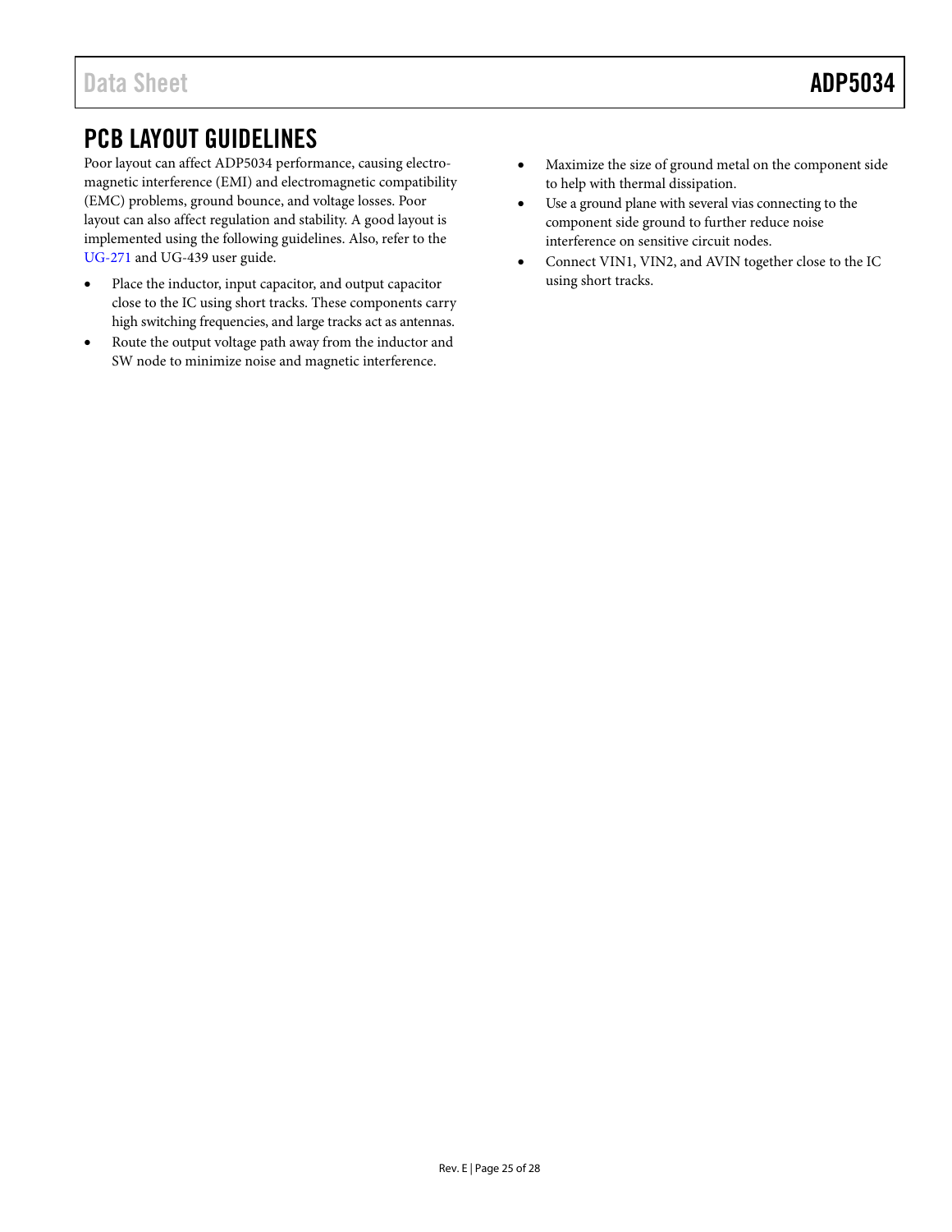## PCB LAYOUT GUIDELINES

Poor layout can affect ADP5034 performance, causing electromagnetic interference (EMI) and electromagnetic compatibility (EMC) problems, ground bounce, and voltage losses. Poor layout can also affect regulation and stability. A good layout is implemented using the following guidelines. Also, refer to the UG-271 and UG-439 user guide.

- Place the inductor, input capacitor, and output capacitor close to the IC using short tracks. These components carry high switching frequencies, and large tracks act as antennas.
- Route the output voltage path away from the inductor and SW node to minimize noise and magnetic interference.
- Maximize the size of ground metal on the component side to help with thermal dissipation.
- Use a ground plane with several vias connecting to the component side ground to further reduce noise interference on sensitive circuit nodes.
- Connect VIN1, VIN2, and AVIN together close to the IC using short tracks.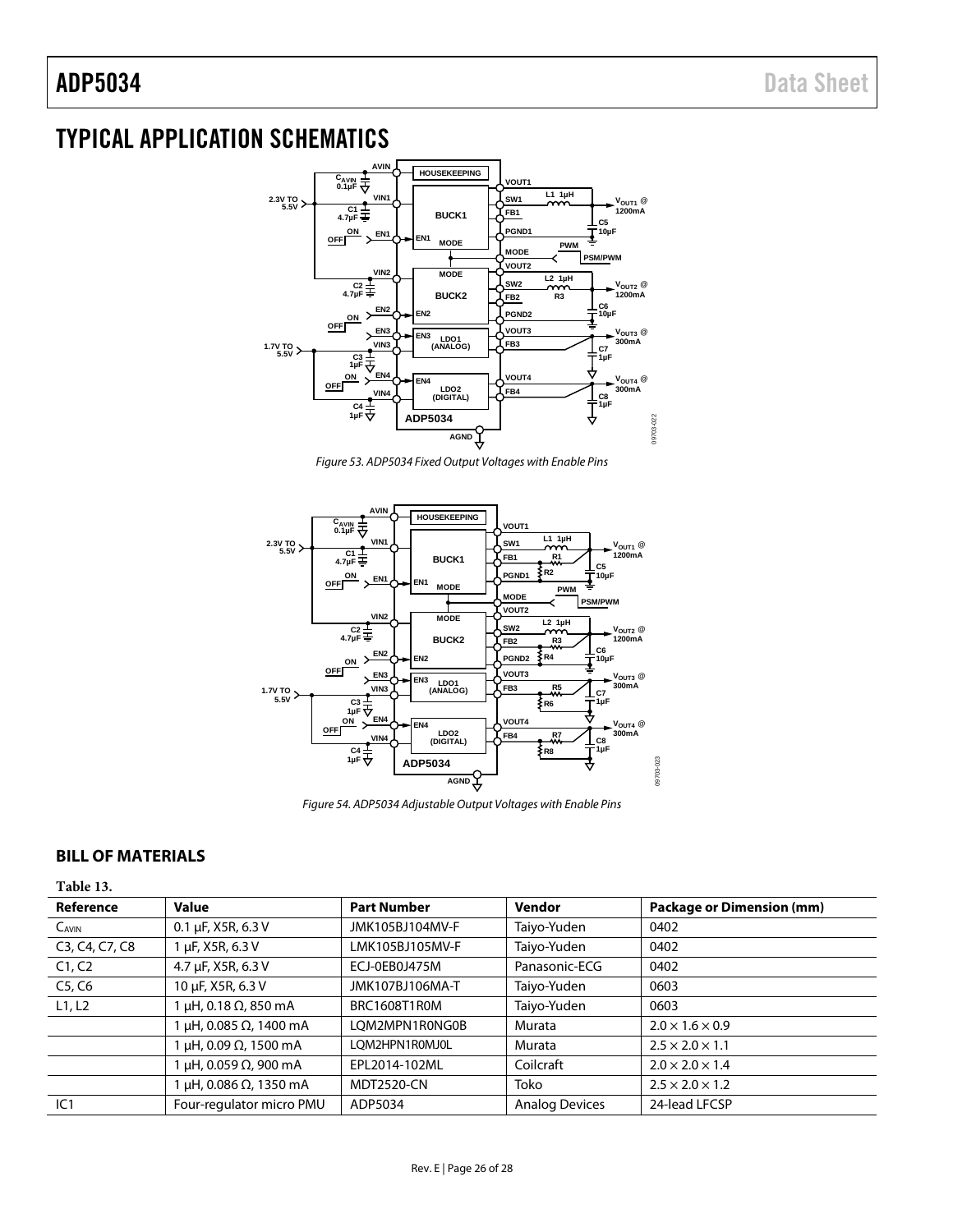## TYPICAL APPLICATION SCHEMATICS

Figure 53. ADP5034 Fixed Output Voltages with Enable Pins

Figure 54. ADP5034 Adjustable Output Voltages with Enable Pins

### BILL OF MATERIALS

**Table 13.**

| Reference | Value | Part Number | Vendor | Package or Dimension (mm) |
|---|---|---|---|---|
| $C_{AVIN}$ | 0.1 µF, X5R, 6.3 V | JMK105BJ104MV-F | Taiyo-Yuden | 0402 |
| C3, C4, C7, C8 | 1 µF, X5R, 6.3 V | LMK105BJ105MV-F | Taiyo-Yuden | 0402 |
| C1, C2 | 4.7 µF, X5R, 6.3 V | ECJ-0EB0J475M | Panasonic-ECG | 0402 |
| C5, C6 | 10 µF, X5R, 6.3 V | JMK107BJ106MA-T | Taiyo-Yuden | 0603 |
| L1, L2 | 1 µH, 0.18 Ω, 850 mA | BRC1608T1R0M | Taiyo-Yuden | 0603 |
| | 1 µH, 0.085 Ω, 1400 mA | LQM2MPN1R0NG0B | Murata | 2.0 × 1.6 × 0.9 |
| | 1 µH, 0.09 Ω, 1500 mA | LQM2HPN1R0MJ0L | Murata | 2.5 × 2.0 × 1.1 |
| | 1 µH, 0.059 Ω, 900 mA | EPL2014-102ML | Coilcraft | 2.0 × 2.0 × 1.4 |
| | 1 µH, 0.086 Ω, 1350 mA | MDT2520-CN | Toko | 2.5 × 2.0 × 1.2 |
| IC1 | Four-regulator micro PMU | ADP5034 | Analog Devices | 24-lead LFCSP |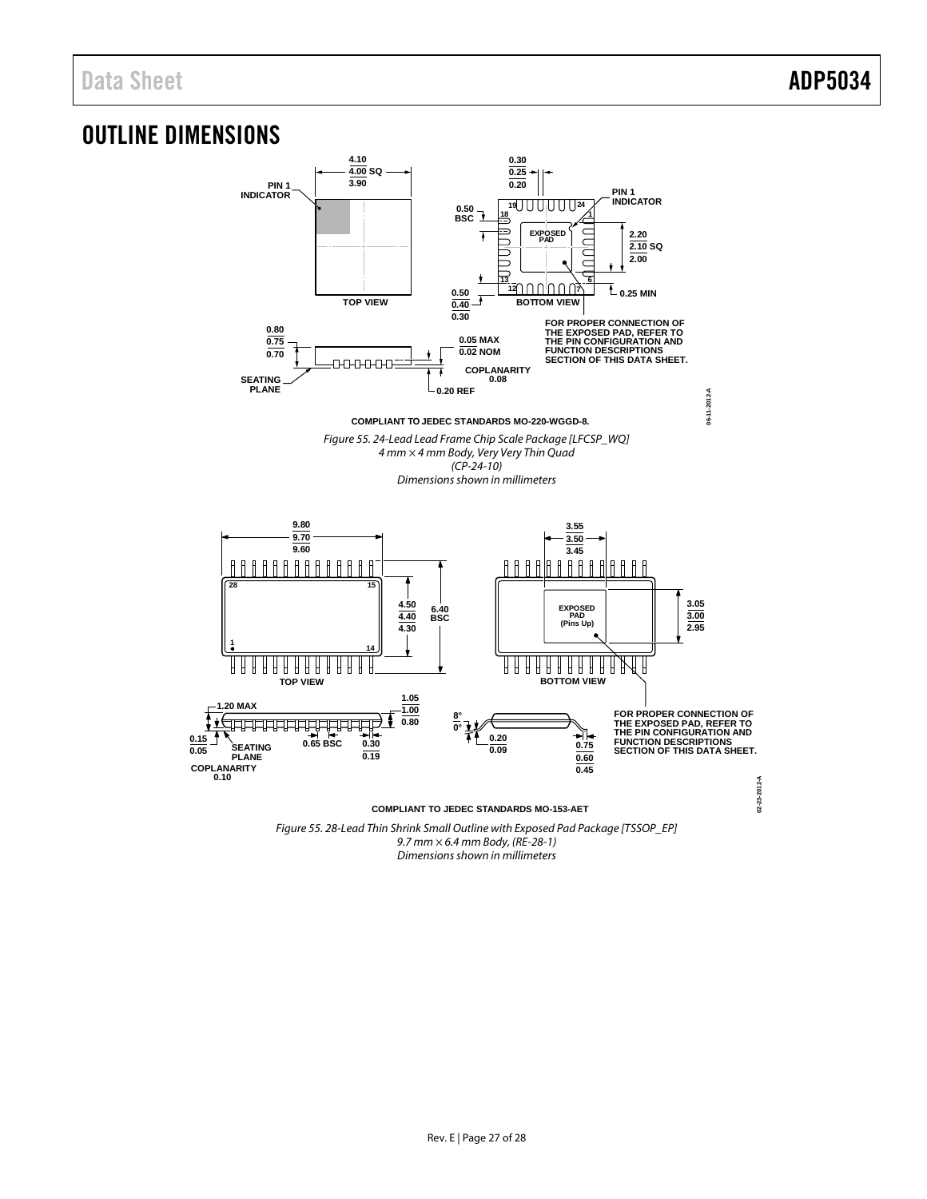## OUTLINE DIMENSIONS

COMPLIANT TO JEDEC STANDARDS MO-220-WGGD-8.

*Figure 55. 24-Lead Lead Frame Chip Scale Package [LFCSP_WQ]*
*4 mm × 4 mm Body, Very Very Thin Quad*
*(CP-24-10)*
*Dimensions shown in millimeters*

COMPLIANT TO JEDEC STANDARDS MO-153-AET

*Figure 55. 28-Lead Thin Shrink Small Outline with Exposed Pad Package [TSSOP_EP]*
*9.7 mm × 6.4 mm Body, (RE-28-1)*
*Dimensions shown in millimeters*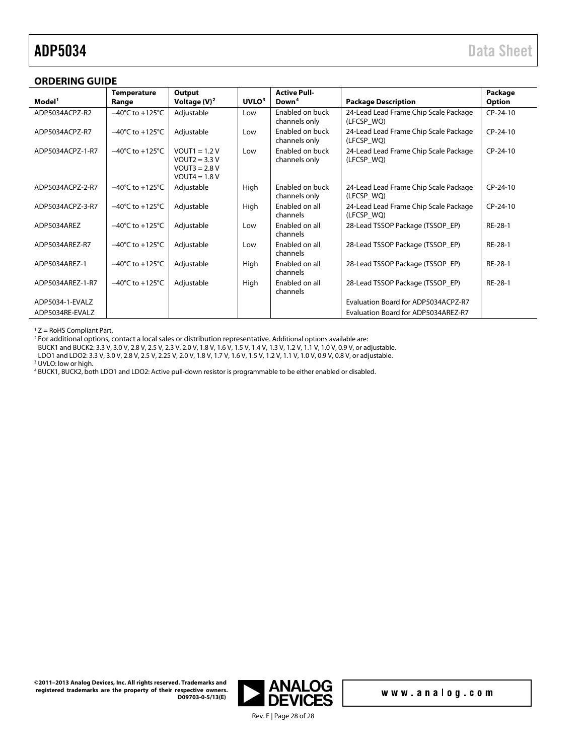## ORDERING GUIDE

| Model[1] | Temperature Range | Output Voltage (V)[2] | UVLO[3] | Active Pull-Down[4] | Package Description | Package Option |
|---|---|---|---|---|---|---|
| ADP5034ACPZ-R2 | −40°C to +125°C | Adjustable | Low | Enabled on buck channels only | 24-Lead Lead Frame Chip Scale Package (LFCSP_WQ) | CP-24-10 |
| ADP5034ACPZ-R7 | −40°C to +125°C | Adjustable | Low | Enabled on buck channels only | 24-Lead Lead Frame Chip Scale Package (LFCSP_WQ) | CP-24-10 |
| ADP5034ACPZ-1-R7 | −40°C to +125°C | VOUT1 = 1.2 V VOUT2 = 3.3 V VOUT3 = 2.8 V VOUT4 = 1.8 V | Low | Enabled on buck channels only | 24-Lead Lead Frame Chip Scale Package (LFCSP_WQ) | CP-24-10 |
| ADP5034ACPZ-2-R7 | −40°C to +125°C | Adjustable | High | Enabled on buck channels only | 24-Lead Lead Frame Chip Scale Package (LFCSP_WQ) | CP-24-10 |
| ADP5034ACPZ-3-R7 | −40°C to +125°C | Adjustable | High | Enabled on all channels | 24-Lead Lead Frame Chip Scale Package (LFCSP_WQ) | CP-24-10 |
| ADP5034AREZ | −40°C to +125°C | Adjustable | Low | Enabled on all channels | 28-Lead TSSOP Package (TSSOP_EP) | RE-28-1 |
| ADP5034AREZ-R7 | −40°C to +125°C | Adjustable | Low | Enabled on all channels | 28-Lead TSSOP Package (TSSOP_EP) | RE-28-1 |
| ADP5034AREZ-1 | −40°C to +125°C | Adjustable | High | Enabled on all channels | 28-Lead TSSOP Package (TSSOP_EP) | RE-28-1 |
| ADP5034AREZ-1-R7 | −40°C to +125°C | Adjustable | High | Enabled on all channels | 28-Lead TSSOP Package (TSSOP_EP) | RE-28-1 |
| ADP5034-1-EVALZ | | | | | Evaluation Board for ADP5034ACPZ-R7 | |
| ADP5034RE-EVALZ | | | | | Evaluation Board for ADP5034AREZ-R7 | |

[1] Z = RoHS Compliant Part.
[2] For additional options, contact a local sales or distribution representative. Additional options available are:
BUCK1 and BUCK2: 3.3 V, 3.0 V, 2.8 V, 2.5 V, 2.3 V, 2.0 V, 1.8 V, 1.6 V, 1.5 V, 1.4 V, 1.3 V, 1.2 V, 1.1 V, 1.0 V, 0.9 V, or adjustable.
LDO1 and LDO2: 3.3 V, 3.0 V, 2.8 V, 2.5 V, 2.25 V, 2.0 V, 1.8 V, 1.7 V, 1.6 V, 1.5 V, 1.2 V, 1.1 V, 1.0 V, 0.9 V, 0.8 V, or adjustable.
[3] UVLO: low or high.
[4] BUCK1, BUCK2, both LDO1 and LDO2: Active pull-down resistor is programmable to be either enabled or disabled.

©2011–2013 Analog Devices, Inc. All rights reserved. Trademarks and registered trademarks are the property of their respective owners. D09703-0-5/13(E)